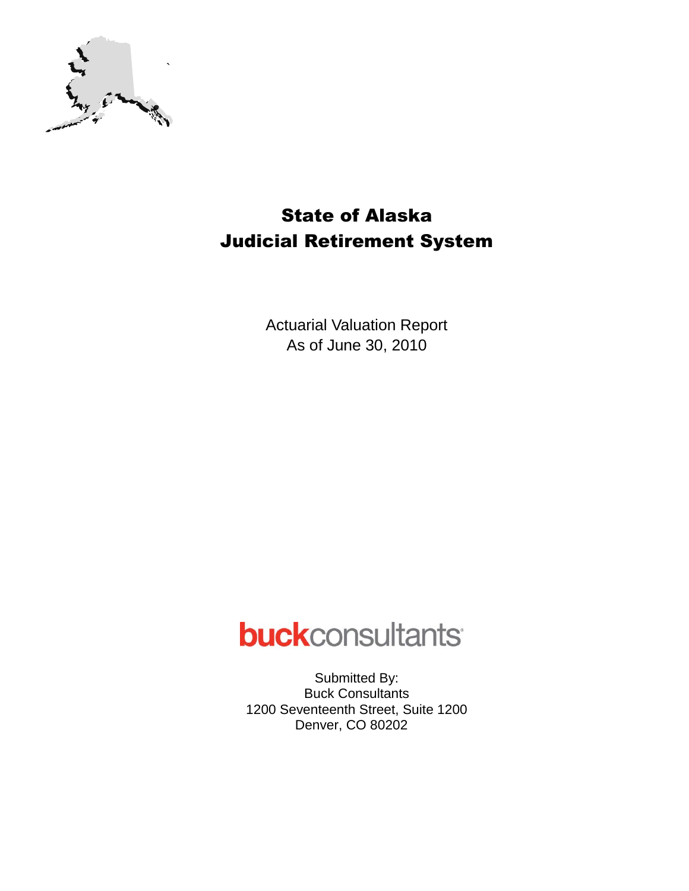# State of Alaska
# Judicial Retirement System

Actuarial Valuation Report
As of June 30, 2010

**buck**consultants

Submitted By:
Buck Consultants
1200 Seventeenth Street, Suite 1200
Denver, CO 80202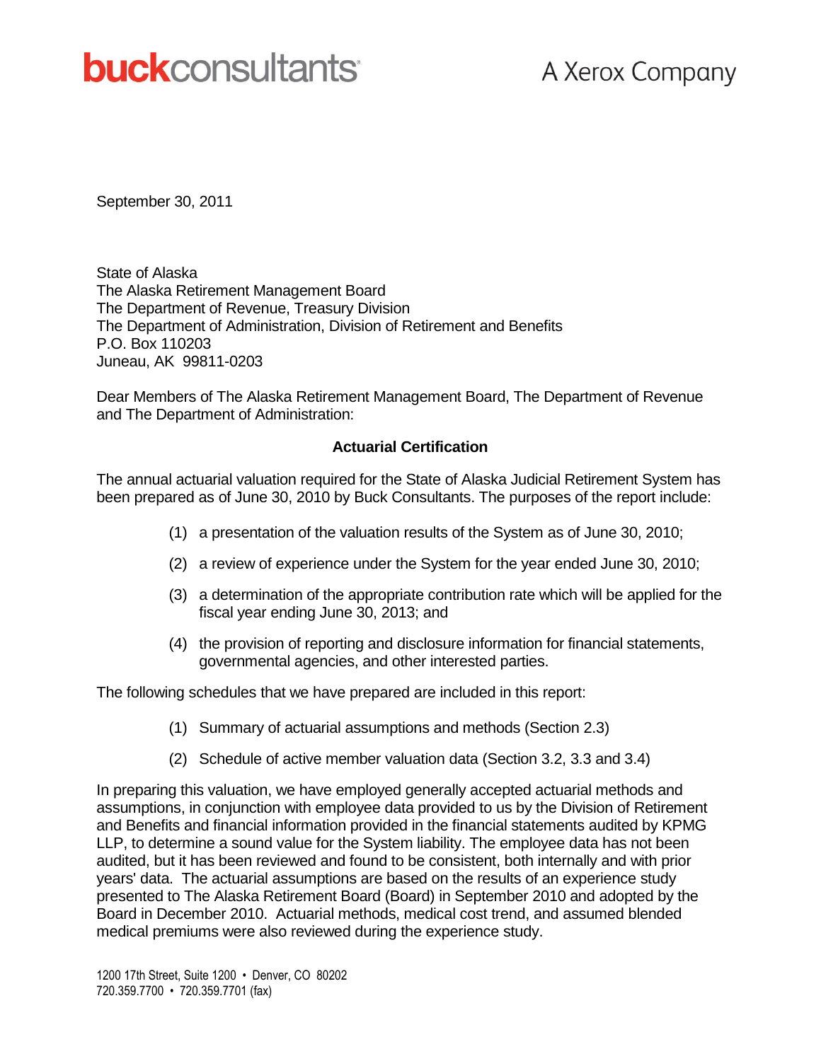**buckconsultants** A Xerox Company

September 30, 2011

State of Alaska
The Alaska Retirement Management Board
The Department of Revenue, Treasury Division
The Department of Administration, Division of Retirement and Benefits
P.O. Box 110203
Juneau, AK 99811-0203

Dear Members of The Alaska Retirement Management Board, The Department of Revenue and The Department of Administration:

**Actuarial Certification**

The annual actuarial valuation required for the State of Alaska Judicial Retirement System has been prepared as of June 30, 2010 by Buck Consultants. The purposes of the report include:

(1) a presentation of the valuation results of the System as of June 30, 2010;

(2) a review of experience under the System for the year ended June 30, 2010;

(3) a determination of the appropriate contribution rate which will be applied for the fiscal year ending June 30, 2013; and

(4) the provision of reporting and disclosure information for financial statements, governmental agencies, and other interested parties.

The following schedules that we have prepared are included in this report:

(1) Summary of actuarial assumptions and methods (Section 2.3)

(2) Schedule of active member valuation data (Section 3.2, 3.3 and 3.4)

In preparing this valuation, we have employed generally accepted actuarial methods and assumptions, in conjunction with employee data provided to us by the Division of Retirement and Benefits and financial information provided in the financial statements audited by KPMG LLP, to determine a sound value for the System liability. The employee data has not been audited, but it has been reviewed and found to be consistent, both internally and with prior years' data. The actuarial assumptions are based on the results of an experience study presented to The Alaska Retirement Board (Board) in September 2010 and adopted by the Board in December 2010. Actuarial methods, medical cost trend, and assumed blended medical premiums were also reviewed during the experience study.

1200 17th Street, Suite 1200 • Denver, CO 80202
720.359.7700 • 720.359.7701 (fax)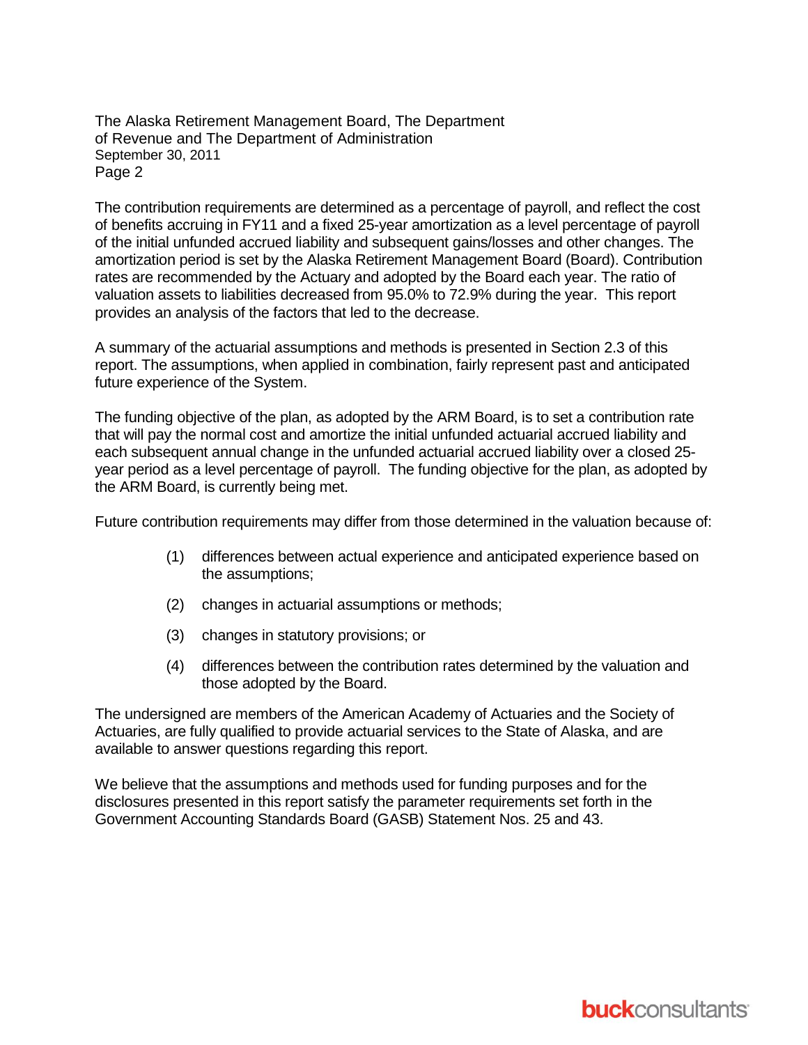The contribution requirements are determined as a percentage of payroll, and reflect the cost of benefits accruing in FY11 and a fixed 25-year amortization as a level percentage of payroll of the initial unfunded accrued liability and subsequent gains/losses and other changes. The amortization period is set by the Alaska Retirement Management Board (Board). Contribution rates are recommended by the Actuary and adopted by the Board each year. The ratio of valuation assets to liabilities decreased from 95.0% to 72.9% during the year. This report provides an analysis of the factors that led to the decrease.

A summary of the actuarial assumptions and methods is presented in Section 2.3 of this report. The assumptions, when applied in combination, fairly represent past and anticipated future experience of the System.

The funding objective of the plan, as adopted by the ARM Board, is to set a contribution rate that will pay the normal cost and amortize the initial unfunded actuarial accrued liability and each subsequent annual change in the unfunded actuarial accrued liability over a closed 25-year period as a level percentage of payroll. The funding objective for the plan, as adopted by the ARM Board, is currently being met.

Future contribution requirements may differ from those determined in the valuation because of:

(1) differences between actual experience and anticipated experience based on the assumptions;

(2) changes in actuarial assumptions or methods;

(3) changes in statutory provisions; or

(4) differences between the contribution rates determined by the valuation and those adopted by the Board.

The undersigned are members of the American Academy of Actuaries and the Society of Actuaries, are fully qualified to provide actuarial services to the State of Alaska, and are available to answer questions regarding this report.

We believe that the assumptions and methods used for funding purposes and for the disclosures presented in this report satisfy the parameter requirements set forth in the Government Accounting Standards Board (GASB) Statement Nos. 25 and 43.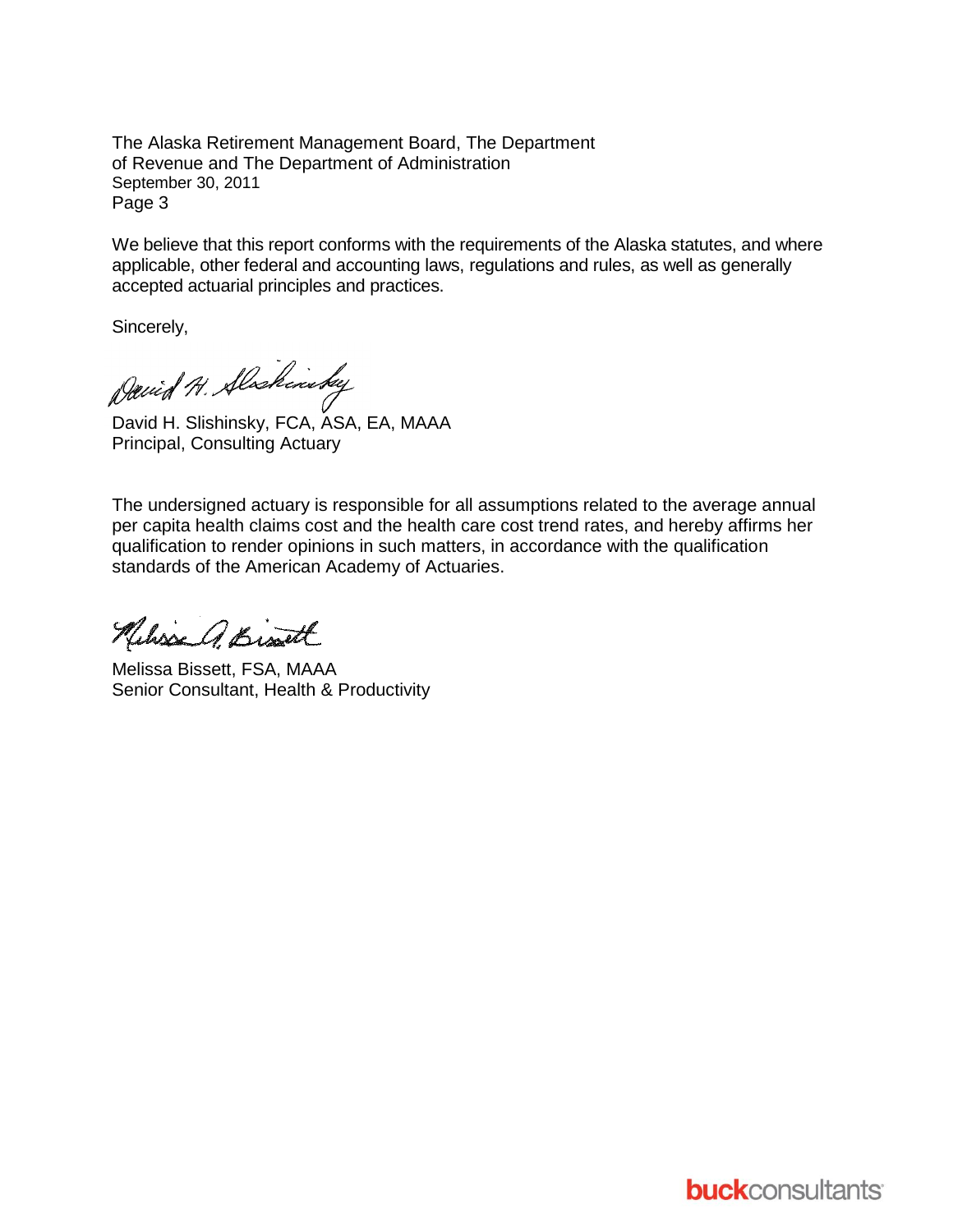The Alaska Retirement Management Board, The Department of Revenue and The Department of Administration
September 30, 2011
Page 3

We believe that this report conforms with the requirements of the Alaska statutes, and where applicable, other federal and accounting laws, regulations and rules, as well as generally accepted actuarial principles and practices.

Sincerely,

David H. Slishinsky, FCA, ASA, EA, MAAA
Principal, Consulting Actuary

The undersigned actuary is responsible for all assumptions related to the average annual per capita health claims cost and the health care cost trend rates, and hereby affirms her qualification to render opinions in such matters, in accordance with the qualification standards of the American Academy of Actuaries.

Melissa Bissett, FSA, MAAA
Senior Consultant, Health & Productivity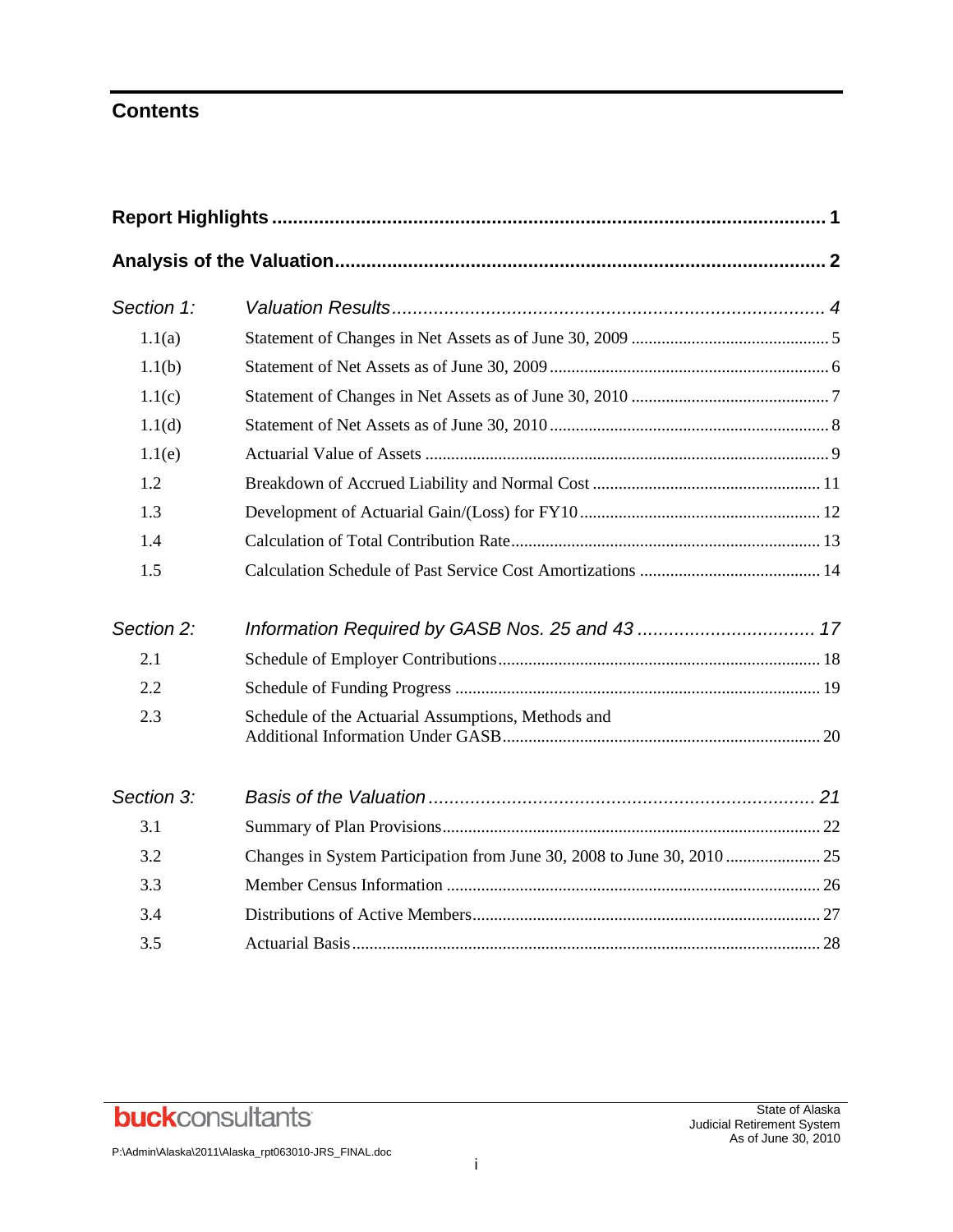## Contents

| | | |
|---|---|---|
| **Report Highlights** | | **1** |
| **Analysis of the Valuation** | | **2** |
| *Section 1:* | *Valuation Results* | *4* |
| 1.1(a) | Statement of Changes in Net Assets as of June 30, 2009 | 5 |
| 1.1(b) | Statement of Net Assets as of June 30, 2009 | 6 |
| 1.1(c) | Statement of Changes in Net Assets as of June 30, 2010 | 7 |
| 1.1(d) | Statement of Net Assets as of June 30, 2010 | 8 |
| 1.1(e) | Actuarial Value of Assets | 9 |
| 1.2 | Breakdown of Accrued Liability and Normal Cost | 11 |
| 1.3 | Development of Actuarial Gain/(Loss) for FY10 | 12 |
| 1.4 | Calculation of Total Contribution Rate | 13 |
| 1.5 | Calculation Schedule of Past Service Cost Amortizations | 14 |
| *Section 2:* | *Information Required by GASB Nos. 25 and 43* | *17* |
| 2.1 | Schedule of Employer Contributions | 18 |
| 2.2 | Schedule of Funding Progress | 19 |
| 2.3 | Schedule of the Actuarial Assumptions, Methods and Additional Information Under GASB | 20 |
| *Section 3:* | *Basis of the Valuation* | *21* |
| 3.1 | Summary of Plan Provisions | 22 |
| 3.2 | Changes in System Participation from June 30, 2008 to June 30, 2010 | 25 |
| 3.3 | Member Census Information | 26 |
| 3.4 | Distributions of Active Members | 27 |
| 3.5 | Actuarial Basis | 28 |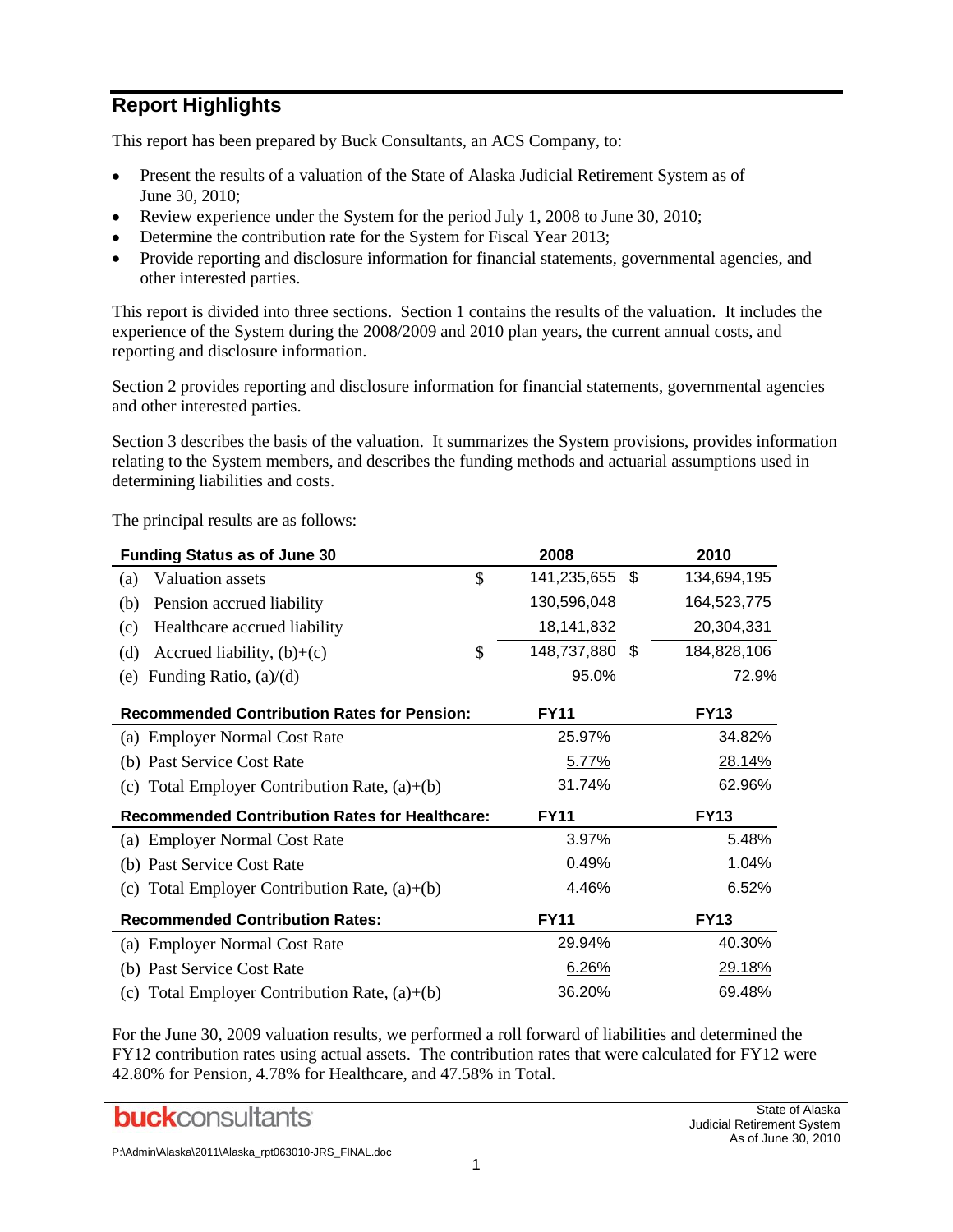## Report Highlights

This report has been prepared by Buck Consultants, an ACS Company, to:

- Present the results of a valuation of the State of Alaska Judicial Retirement System as of June 30, 2010;
- Review experience under the System for the period July 1, 2008 to June 30, 2010;
- Determine the contribution rate for the System for Fiscal Year 2013;
- Provide reporting and disclosure information for financial statements, governmental agencies, and other interested parties.

This report is divided into three sections. Section 1 contains the results of the valuation. It includes the experience of the System during the 2008/2009 and 2010 plan years, the current annual costs, and reporting and disclosure information.

Section 2 provides reporting and disclosure information for financial statements, governmental agencies and other interested parties.

Section 3 describes the basis of the valuation. It summarizes the System provisions, provides information relating to the System members, and describes the funding methods and actuarial assumptions used in determining liabilities and costs.

The principal results are as follows:

| **Funding Status as of June 30** | **2008** | **2010** |
|---|---|---|
| (a) Valuation assets | $ 141,235,655 | $ 134,694,195 |
| (b) Pension accrued liability | 130,596,048 | 164,523,775 |
| (c) Healthcare accrued liability | 18,141,832 | 20,304,331 |
| (d) Accrued liability, (b)+(c) | $ 148,737,880 | $ 184,828,106 |
| (e) Funding Ratio, (a)/(d) | 95.0% | 72.9% |
| **Recommended Contribution Rates for Pension:** | **FY11** | **FY13** |
| (a) Employer Normal Cost Rate | 25.97% | 34.82% |
| (b) Past Service Cost Rate | 5.77% | 28.14% |
| (c) Total Employer Contribution Rate, (a)+(b) | 31.74% | 62.96% |
| **Recommended Contribution Rates for Healthcare:** | **FY11** | **FY13** |
| (a) Employer Normal Cost Rate | 3.97% | 5.48% |
| (b) Past Service Cost Rate | 0.49% | 1.04% |
| (c) Total Employer Contribution Rate, (a)+(b) | 4.46% | 6.52% |
| **Recommended Contribution Rates:** | **FY11** | **FY13** |
| (a) Employer Normal Cost Rate | 29.94% | 40.30% |
| (b) Past Service Cost Rate | 6.26% | 29.18% |
| (c) Total Employer Contribution Rate, (a)+(b) | 36.20% | 69.48% |

For the June 30, 2009 valuation results, we performed a roll forward of liabilities and determined the FY12 contribution rates using actual assets. The contribution rates that were calculated for FY12 were 42.80% for Pension, 4.78% for Healthcare, and 47.58% in Total.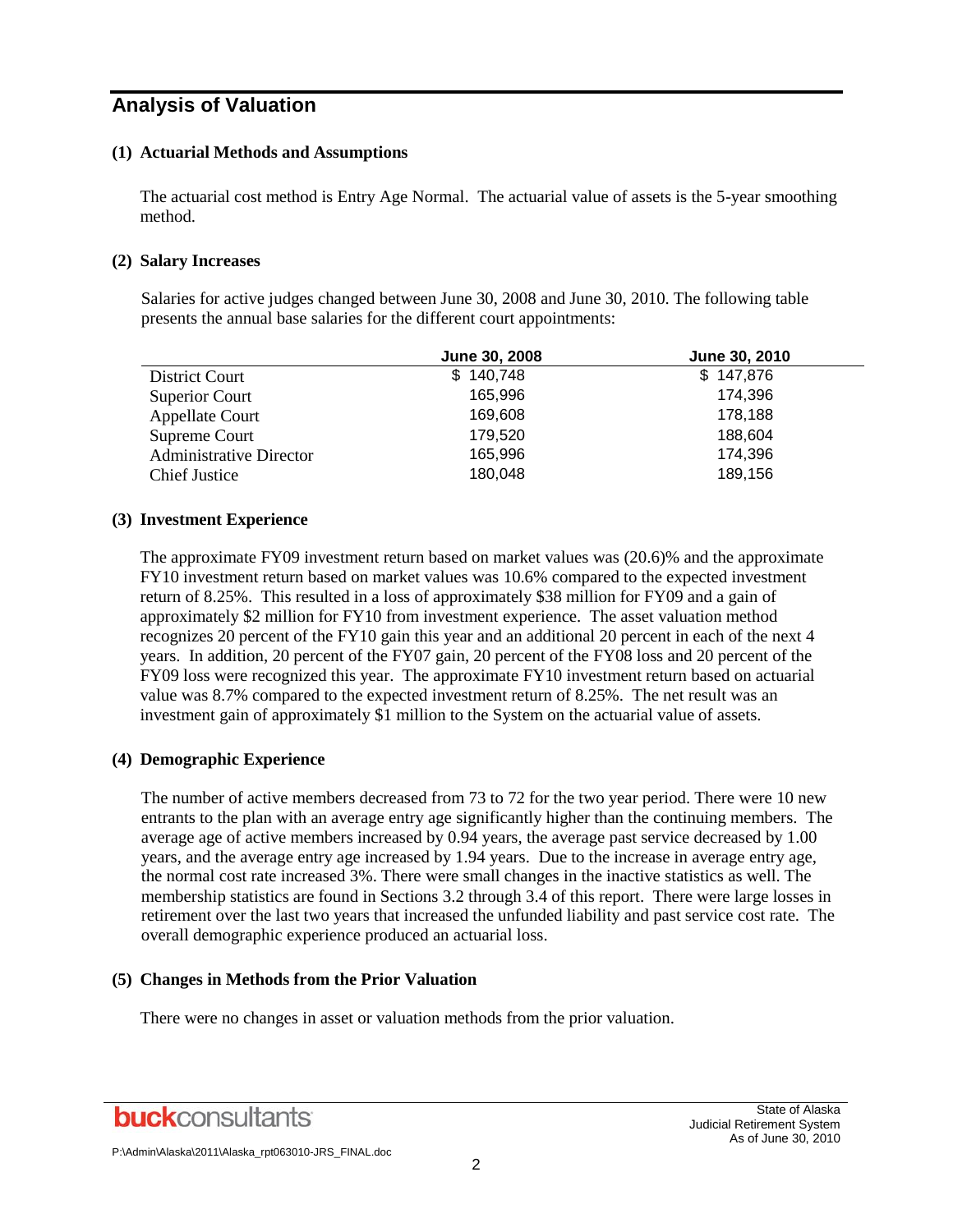## Analysis of Valuation

### (1) Actuarial Methods and Assumptions

The actuarial cost method is Entry Age Normal. The actuarial value of assets is the 5-year smoothing method.

### (2) Salary Increases

Salaries for active judges changed between June 30, 2008 and June 30, 2010. The following table presents the annual base salaries for the different court appointments:

| | June 30, 2008 | June 30, 2010 |
|---|---|---|
| District Court | $ 140,748 | $ 147,876 |
| Superior Court | 165,996 | 174,396 |
| Appellate Court | 169,608 | 178,188 |
| Supreme Court | 179,520 | 188,604 |
| Administrative Director | 165,996 | 174,396 |
| Chief Justice | 180,048 | 189,156 |

### (3) Investment Experience

The approximate FY09 investment return based on market values was (20.6)% and the approximate FY10 investment return based on market values was 10.6% compared to the expected investment return of 8.25%. This resulted in a loss of approximately $38 million for FY09 and a gain of approximately $2 million for FY10 from investment experience. The asset valuation method recognizes 20 percent of the FY10 gain this year and an additional 20 percent in each of the next 4 years. In addition, 20 percent of the FY07 gain, 20 percent of the FY08 loss and 20 percent of the FY09 loss were recognized this year. The approximate FY10 investment return based on actuarial value was 8.7% compared to the expected investment return of 8.25%. The net result was an investment gain of approximately $1 million to the System on the actuarial value of assets.

### (4) Demographic Experience

The number of active members decreased from 73 to 72 for the two year period. There were 10 new entrants to the plan with an average entry age significantly higher than the continuing members. The average age of active members increased by 0.94 years, the average past service decreased by 1.00 years, and the average entry age increased by 1.94 years. Due to the increase in average entry age, the normal cost rate increased 3%. There were small changes in the inactive statistics as well. The membership statistics are found in Sections 3.2 through 3.4 of this report. There were large losses in retirement over the last two years that increased the unfunded liability and past service cost rate. The overall demographic experience produced an actuarial loss.

### (5) Changes in Methods from the Prior Valuation

There were no changes in asset or valuation methods from the prior valuation.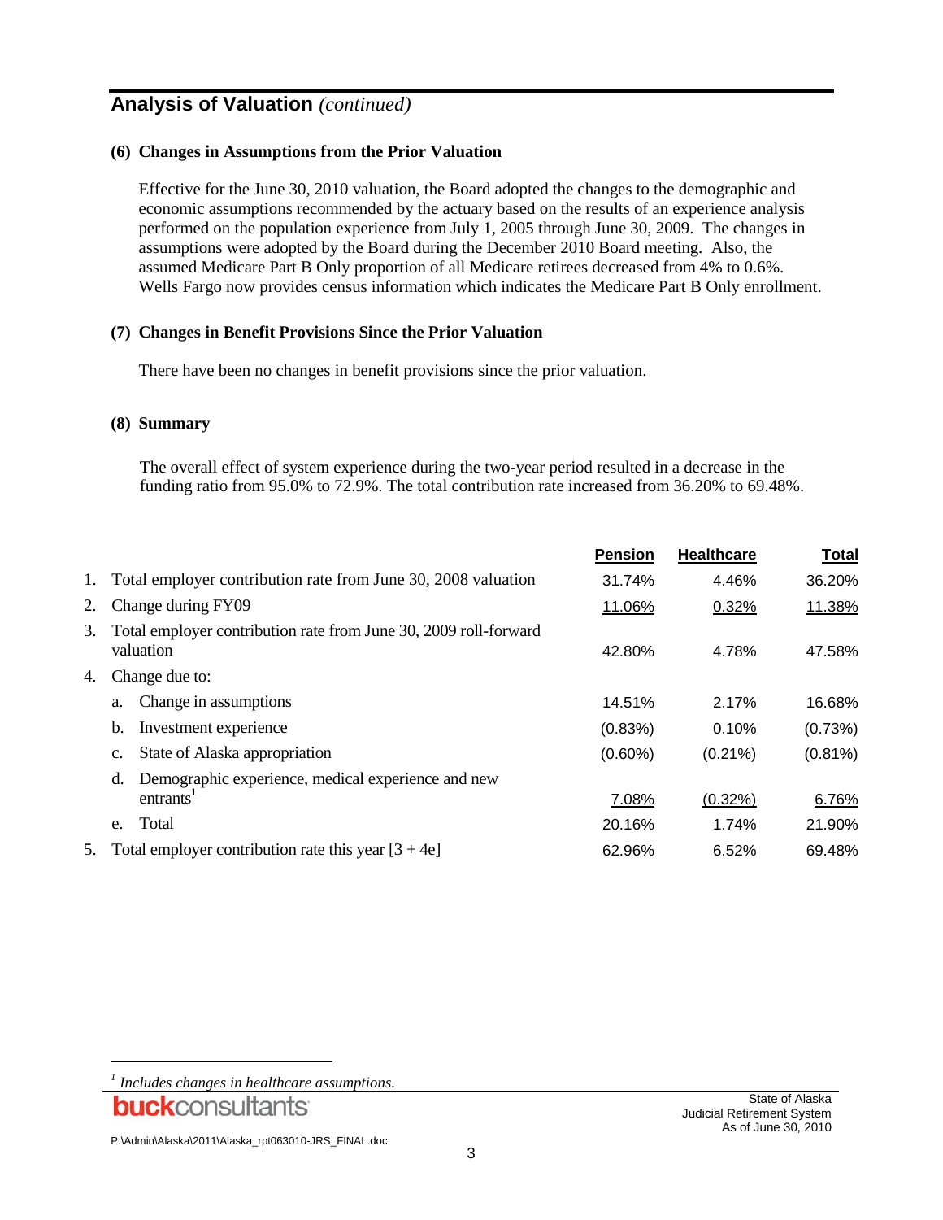## Analysis of Valuation *(continued)*

**(6) Changes in Assumptions from the Prior Valuation**

Effective for the June 30, 2010 valuation, the Board adopted the changes to the demographic and economic assumptions recommended by the actuary based on the results of an experience analysis performed on the population experience from July 1, 2005 through June 30, 2009. The changes in assumptions were adopted by the Board during the December 2010 Board meeting. Also, the assumed Medicare Part B Only proportion of all Medicare retirees decreased from 4% to 0.6%. Wells Fargo now provides census information which indicates the Medicare Part B Only enrollment.

**(7) Changes in Benefit Provisions Since the Prior Valuation**

There have been no changes in benefit provisions since the prior valuation.

**(8) Summary**

The overall effect of system experience during the two-year period resulted in a decrease in the funding ratio from 95.0% to 72.9%. The total contribution rate increased from 36.20% to 69.48%.

| | | Pension | Healthcare | Total |
|---|---|---|---|---|
| 1. | Total employer contribution rate from June 30, 2008 valuation | 31.74% | 4.46% | 36.20% |
| 2. | Change during FY09 | 11.06% | 0.32% | 11.38% |
| 3. | Total employer contribution rate from June 30, 2009 roll-forward valuation | 42.80% | 4.78% | 47.58% |
| 4. | Change due to: | | | |
| | a. Change in assumptions | 14.51% | 2.17% | 16.68% |
| | b. Investment experience | (0.83%) | 0.10% | (0.73%) |
| | c. State of Alaska appropriation | (0.60%) | (0.21%) | (0.81%) |
| | d. Demographic experience, medical experience and new entrants[1] | 7.08% | (0.32%) | 6.76% |
| | e. Total | 20.16% | 1.74% | 21.90% |
| 5. | Total employer contribution rate this year [3 + 4e] | 62.96% | 6.52% | 69.48% |

[1] *Includes changes in healthcare assumptions.*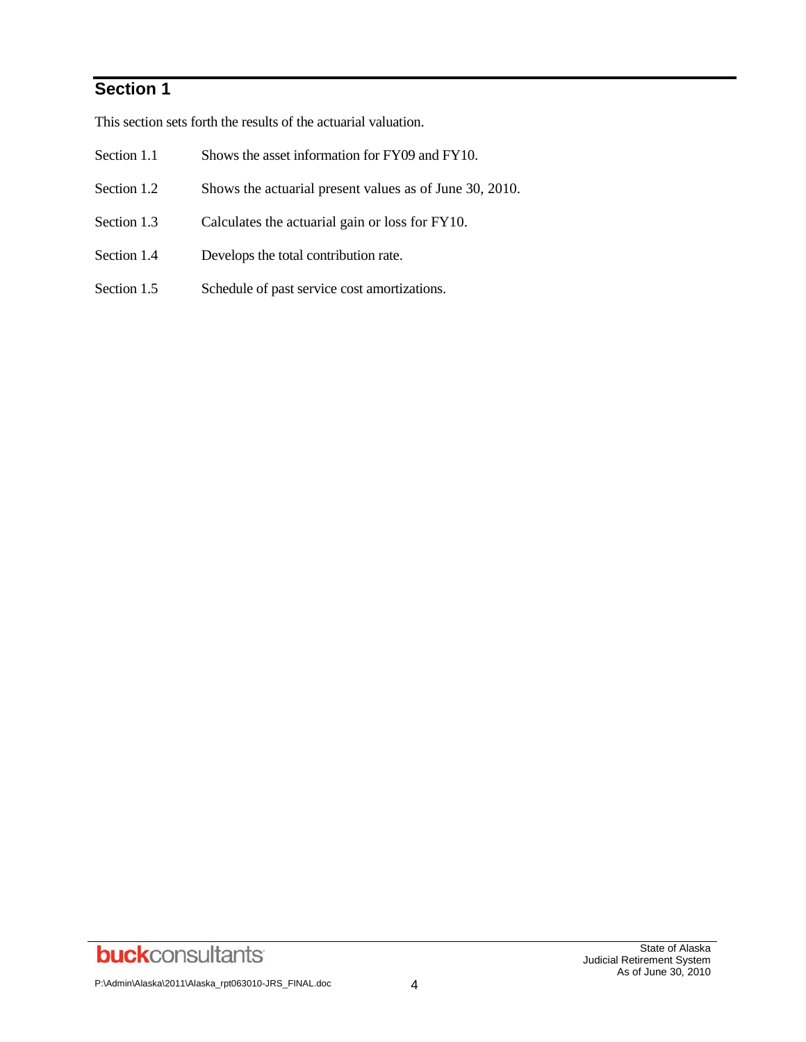## Section 1

This section sets forth the results of the actuarial valuation.

| | |
|---|---|
| Section 1.1 | Shows the asset information for FY09 and FY10. |
| Section 1.2 | Shows the actuarial present values as of June 30, 2010. |
| Section 1.3 | Calculates the actuarial gain or loss for FY10. |
| Section 1.4 | Develops the total contribution rate. |
| Section 1.5 | Schedule of past service cost amortizations. |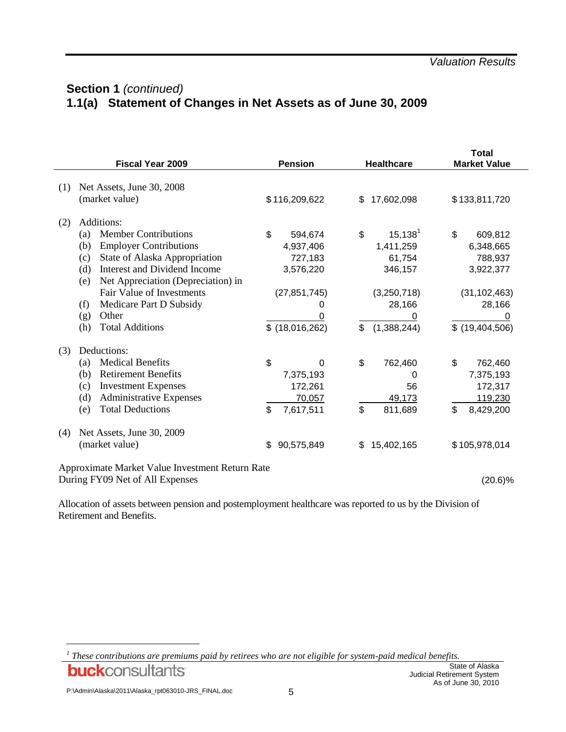## Section 1 *(continued)*

## 1.1(a) Statement of Changes in Net Assets as of June 30, 2009

| Fiscal Year 2009 | Pension | Healthcare | Total Market Value |
|---|---|---|---|
| (1) Net Assets, June 30, 2008 (market value) | $ 116,209,622 | $ 17,602,098 | $ 133,811,720 |
| (2) Additions: | | | |
| (a) Member Contributions | $ 594,674 | $ 15,138[1] | $ 609,812 |
| (b) Employer Contributions | 4,937,406 | 1,411,259 | 6,348,665 |
| (c) State of Alaska Appropriation | 727,183 | 61,754 | 788,937 |
| (d) Interest and Dividend Income | 3,576,220 | 346,157 | 3,922,377 |
| (e) Net Appreciation (Depreciation) in Fair Value of Investments | (27,851,745) | (3,250,718) | (31,102,463) |
| (f) Medicare Part D Subsidy | 0 | 28,166 | 28,166 |
| (g) Other | 0 | 0 | 0 |
| (h) Total Additions | $ (18,016,262) | $ (1,388,244) | $ (19,404,506) |
| (3) Deductions: | | | |
| (a) Medical Benefits | $ 0 | $ 762,460 | $ 762,460 |
| (b) Retirement Benefits | 7,375,193 | 0 | 7,375,193 |
| (c) Investment Expenses | 172,261 | 56 | 172,317 |
| (d) Administrative Expenses | 70,057 | 49,173 | 119,230 |
| (e) Total Deductions | $ 7,617,511 | $ 811,689 | $ 8,429,200 |
| (4) Net Assets, June 30, 2009 (market value) | $ 90,575,849 | $ 15,402,165 | $ 105,978,014 |
| Approximate Market Value Investment Return Rate During FY09 Net of All Expenses | | | (20.6)% |

Allocation of assets between pension and postemployment healthcare was reported to us by the Division of Retirement and Benefits.

[1] *These contributions are premiums paid by retirees who are not eligible for system-paid medical benefits.*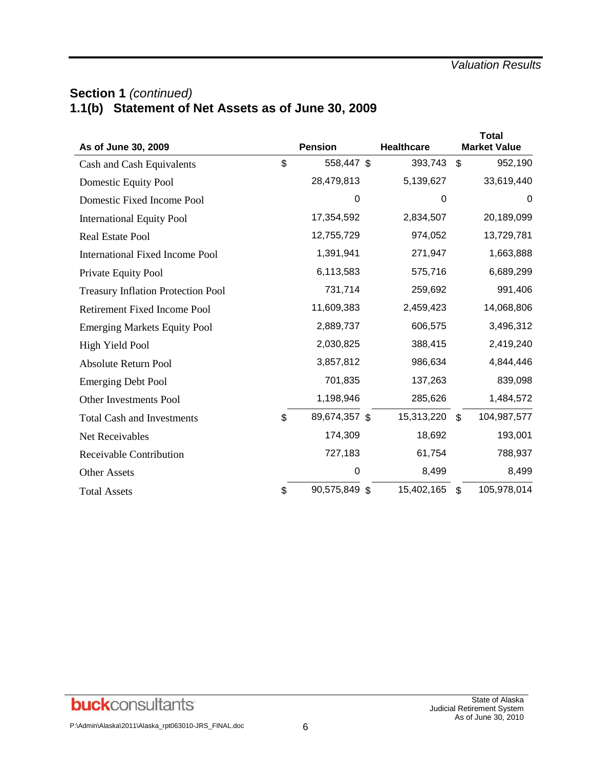## Section 1 *(continued)*

## 1.1(b) Statement of Net Assets as of June 30, 2009

| As of June 30, 2009 | Pension | Healthcare | Total Market Value |
|---|---|---|---|
| Cash and Cash Equivalents | $ 558,447 | $ 393,743 | $ 952,190 |
| Domestic Equity Pool | 28,479,813 | 5,139,627 | 33,619,440 |
| Domestic Fixed Income Pool | 0 | 0 | 0 |
| International Equity Pool | 17,354,592 | 2,834,507 | 20,189,099 |
| Real Estate Pool | 12,755,729 | 974,052 | 13,729,781 |
| International Fixed Income Pool | 1,391,941 | 271,947 | 1,663,888 |
| Private Equity Pool | 6,113,583 | 575,716 | 6,689,299 |
| Treasury Inflation Protection Pool | 731,714 | 259,692 | 991,406 |
| Retirement Fixed Income Pool | 11,609,383 | 2,459,423 | 14,068,806 |
| Emerging Markets Equity Pool | 2,889,737 | 606,575 | 3,496,312 |
| High Yield Pool | 2,030,825 | 388,415 | 2,419,240 |
| Absolute Return Pool | 3,857,812 | 986,634 | 4,844,446 |
| Emerging Debt Pool | 701,835 | 137,263 | 839,098 |
| Other Investments Pool | 1,198,946 | 285,626 | 1,484,572 |
| Total Cash and Investments | $ 89,674,357 | $ 15,313,220 | $ 104,987,577 |
| Net Receivables | 174,309 | 18,692 | 193,001 |
| Receivable Contribution | 727,183 | 61,754 | 788,937 |
| Other Assets | 0 | 8,499 | 8,499 |
| Total Assets | $ 90,575,849 | $ 15,402,165 | $ 105,978,014 |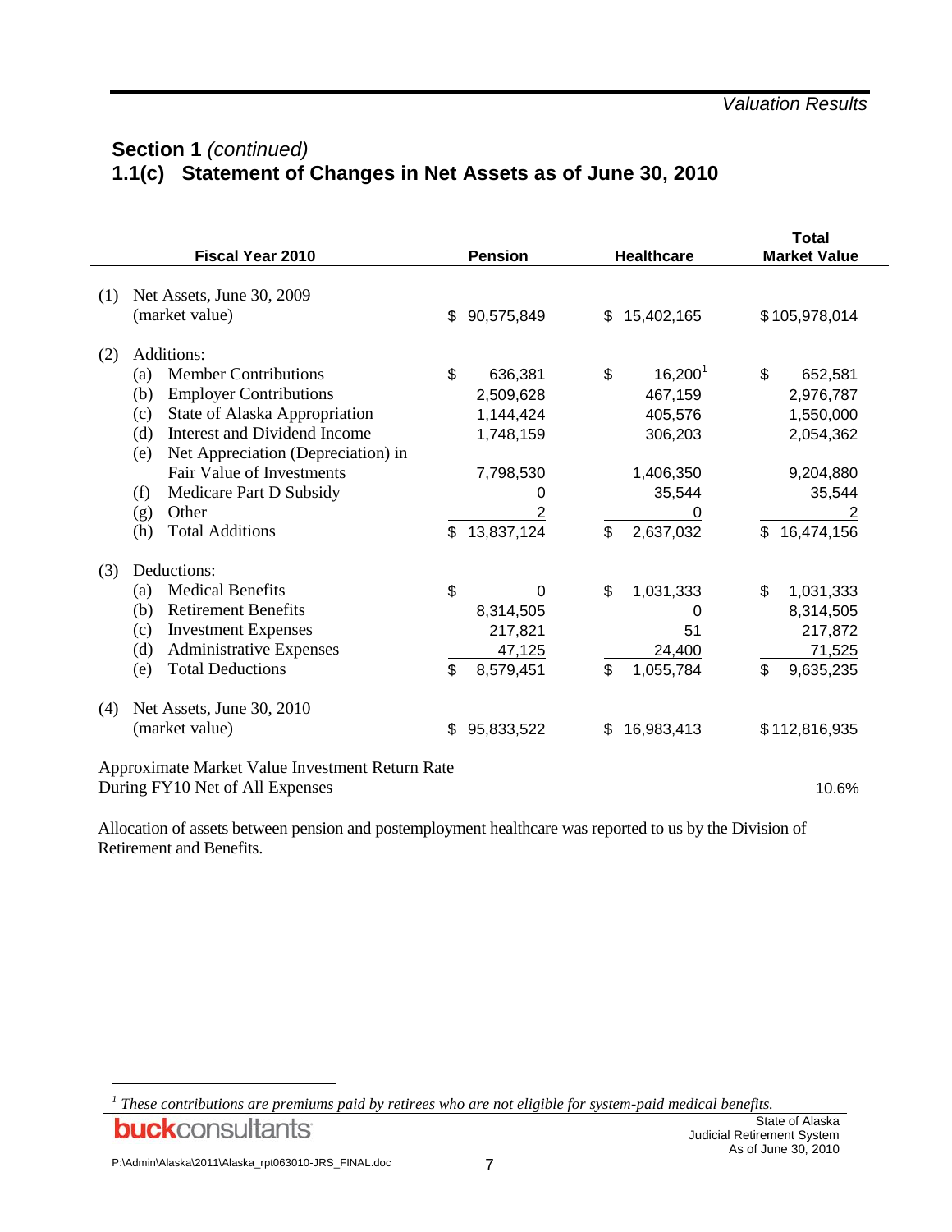## Section 1 *(continued)*

## 1.1(c) Statement of Changes in Net Assets as of June 30, 2010

| Fiscal Year 2010 | Pension | Healthcare | Total Market Value |
|---|---|---|---|
| (1) Net Assets, June 30, 2009 (market value) | $ 90,575,849 | $ 15,402,165 | $ 105,978,014 |
| (2) Additions: | | | |
| (a) Member Contributions | $ 636,381 | $ 16,200[1] | $ 652,581 |
| (b) Employer Contributions | 2,509,628 | 467,159 | 2,976,787 |
| (c) State of Alaska Appropriation | 1,144,424 | 405,576 | 1,550,000 |
| (d) Interest and Dividend Income | 1,748,159 | 306,203 | 2,054,362 |
| (e) Net Appreciation (Depreciation) in Fair Value of Investments | 7,798,530 | 1,406,350 | 9,204,880 |
| (f) Medicare Part D Subsidy | 0 | 35,544 | 35,544 |
| (g) Other | 2 | 0 | 2 |
| (h) Total Additions | $ 13,837,124 | $ 2,637,032 | $ 16,474,156 |
| (3) Deductions: | | | |
| (a) Medical Benefits | $ 0 | $ 1,031,333 | $ 1,031,333 |
| (b) Retirement Benefits | 8,314,505 | 0 | 8,314,505 |
| (c) Investment Expenses | 217,821 | 51 | 217,872 |
| (d) Administrative Expenses | 47,125 | 24,400 | 71,525 |
| (e) Total Deductions | $ 8,579,451 | $ 1,055,784 | $ 9,635,235 |
| (4) Net Assets, June 30, 2010 (market value) | $ 95,833,522 | $ 16,983,413 | $ 112,816,935 |
| Approximate Market Value Investment Return Rate During FY10 Net of All Expenses | | | 10.6% |

Allocation of assets between pension and postemployment healthcare was reported to us by the Division of Retirement and Benefits.

[1] *These contributions are premiums paid by retirees who are not eligible for system-paid medical benefits.*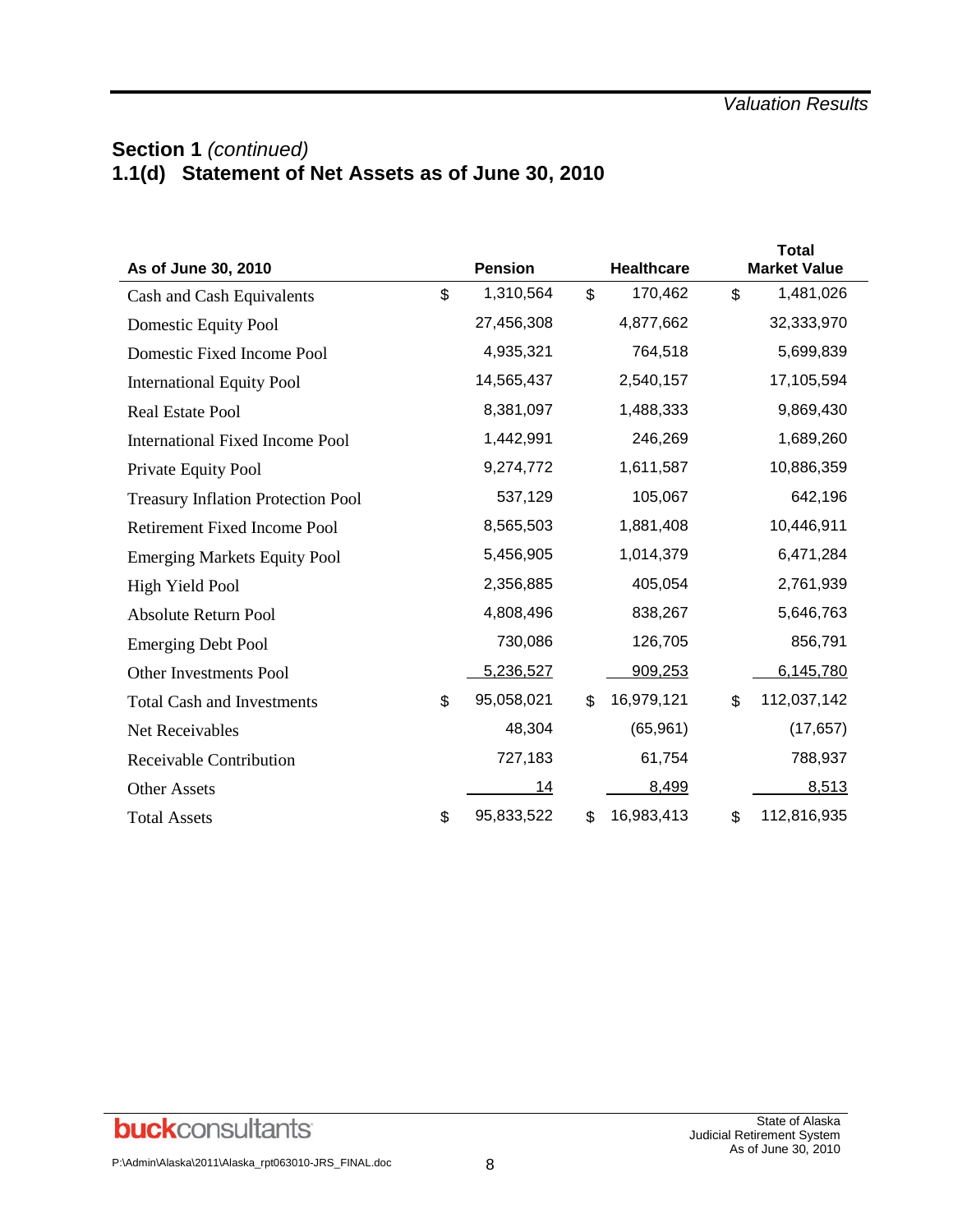## Section 1 *(continued)*

## 1.1(d) Statement of Net Assets as of June 30, 2010

| As of June 30, 2010 | Pension | Healthcare | Total Market Value |
|---|---|---|---|
| Cash and Cash Equivalents | $ 1,310,564 | $ 170,462 | $ 1,481,026 |
| Domestic Equity Pool | 27,456,308 | 4,877,662 | 32,333,970 |
| Domestic Fixed Income Pool | 4,935,321 | 764,518 | 5,699,839 |
| International Equity Pool | 14,565,437 | 2,540,157 | 17,105,594 |
| Real Estate Pool | 8,381,097 | 1,488,333 | 9,869,430 |
| International Fixed Income Pool | 1,442,991 | 246,269 | 1,689,260 |
| Private Equity Pool | 9,274,772 | 1,611,587 | 10,886,359 |
| Treasury Inflation Protection Pool | 537,129 | 105,067 | 642,196 |
| Retirement Fixed Income Pool | 8,565,503 | 1,881,408 | 10,446,911 |
| Emerging Markets Equity Pool | 5,456,905 | 1,014,379 | 6,471,284 |
| High Yield Pool | 2,356,885 | 405,054 | 2,761,939 |
| Absolute Return Pool | 4,808,496 | 838,267 | 5,646,763 |
| Emerging Debt Pool | 730,086 | 126,705 | 856,791 |
| Other Investments Pool | 5,236,527 | 909,253 | 6,145,780 |
| Total Cash and Investments | $ 95,058,021 | $ 16,979,121 | $ 112,037,142 |
| Net Receivables | 48,304 | (65,961) | (17,657) |
| Receivable Contribution | 727,183 | 61,754 | 788,937 |
| Other Assets | 14 | 8,499 | 8,513 |
| Total Assets | $ 95,833,522 | $ 16,983,413 | $ 112,816,935 |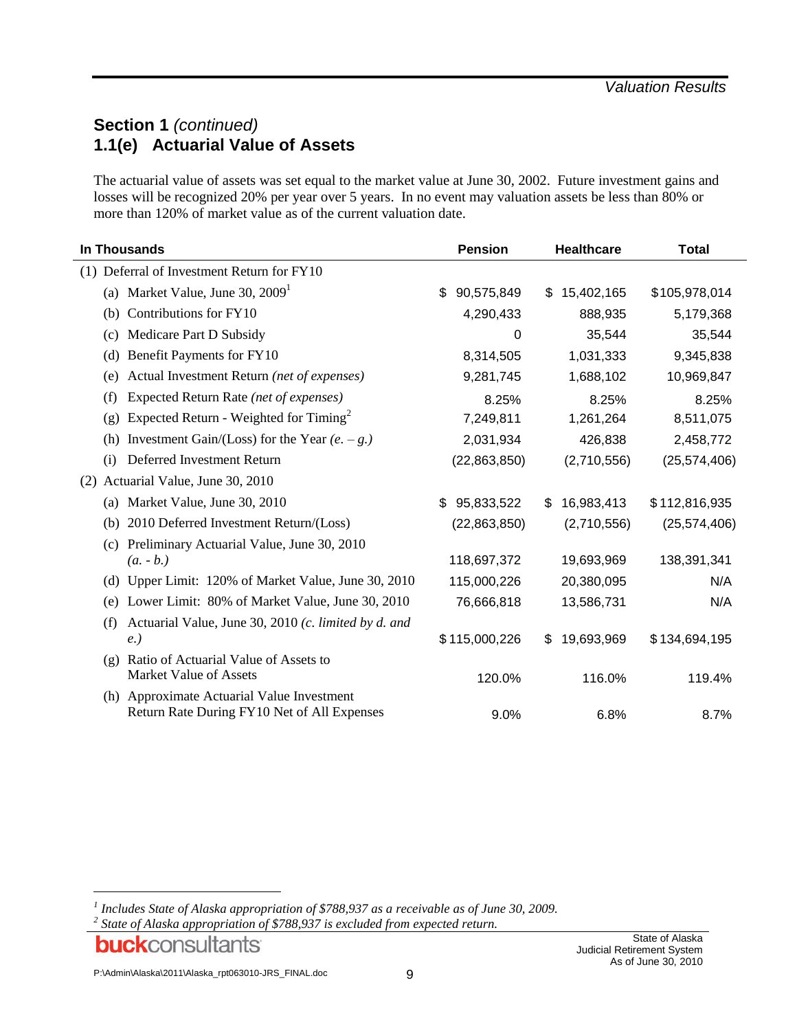## Section 1 *(continued)*

## 1.1(e) Actuarial Value of Assets

The actuarial value of assets was set equal to the market value at June 30, 2002. Future investment gains and losses will be recognized 20% per year over 5 years. In no event may valuation assets be less than 80% or more than 120% of market value as of the current valuation date.

| In Thousands | Pension | Healthcare | Total |
|---|---|---|---|
| (1) Deferral of Investment Return for FY10 | | | |
| (a) Market Value, June 30, 2009[1] | $ 90,575,849 | $ 15,402,165 | $105,978,014 |
| (b) Contributions for FY10 | 4,290,433 | 888,935 | 5,179,368 |
| (c) Medicare Part D Subsidy | 0 | 35,544 | 35,544 |
| (d) Benefit Payments for FY10 | 8,314,505 | 1,031,333 | 9,345,838 |
| (e) Actual Investment Return *(net of expenses)* | 9,281,745 | 1,688,102 | 10,969,847 |
| (f) Expected Return Rate *(net of expenses)* | 8.25% | 8.25% | 8.25% |
| (g) Expected Return - Weighted for Timing[2] | 7,249,811 | 1,261,264 | 8,511,075 |
| (h) Investment Gain/(Loss) for the Year *(e. – g.)* | 2,031,934 | 426,838 | 2,458,772 |
| (i) Deferred Investment Return | (22,863,850) | (2,710,556) | (25,574,406) |
| (2) Actuarial Value, June 30, 2010 | | | |
| (a) Market Value, June 30, 2010 | $ 95,833,522 | $ 16,983,413 | $112,816,935 |
| (b) 2010 Deferred Investment Return/(Loss) | (22,863,850) | (2,710,556) | (25,574,406) |
| (c) Preliminary Actuarial Value, June 30, 2010 *(a. - b.)* | 118,697,372 | 19,693,969 | 138,391,341 |
| (d) Upper Limit: 120% of Market Value, June 30, 2010 | 115,000,226 | 20,380,095 | N/A |
| (e) Lower Limit: 80% of Market Value, June 30, 2010 | 76,666,818 | 13,586,731 | N/A |
| (f) Actuarial Value, June 30, 2010 *(c. limited by d. and e.)* | $115,000,226 | $ 19,693,969 | $134,694,195 |
| (g) Ratio of Actuarial Value of Assets to Market Value of Assets | 120.0% | 116.0% | 119.4% |
| (h) Approximate Actuarial Value Investment Return Rate During FY10 Net of All Expenses | 9.0% | 6.8% | 8.7% |

---

[1] *Includes State of Alaska appropriation of $788,937 as a receivable as of June 30, 2009.*

[2] *State of Alaska appropriation of $788,937 is excluded from expected return.*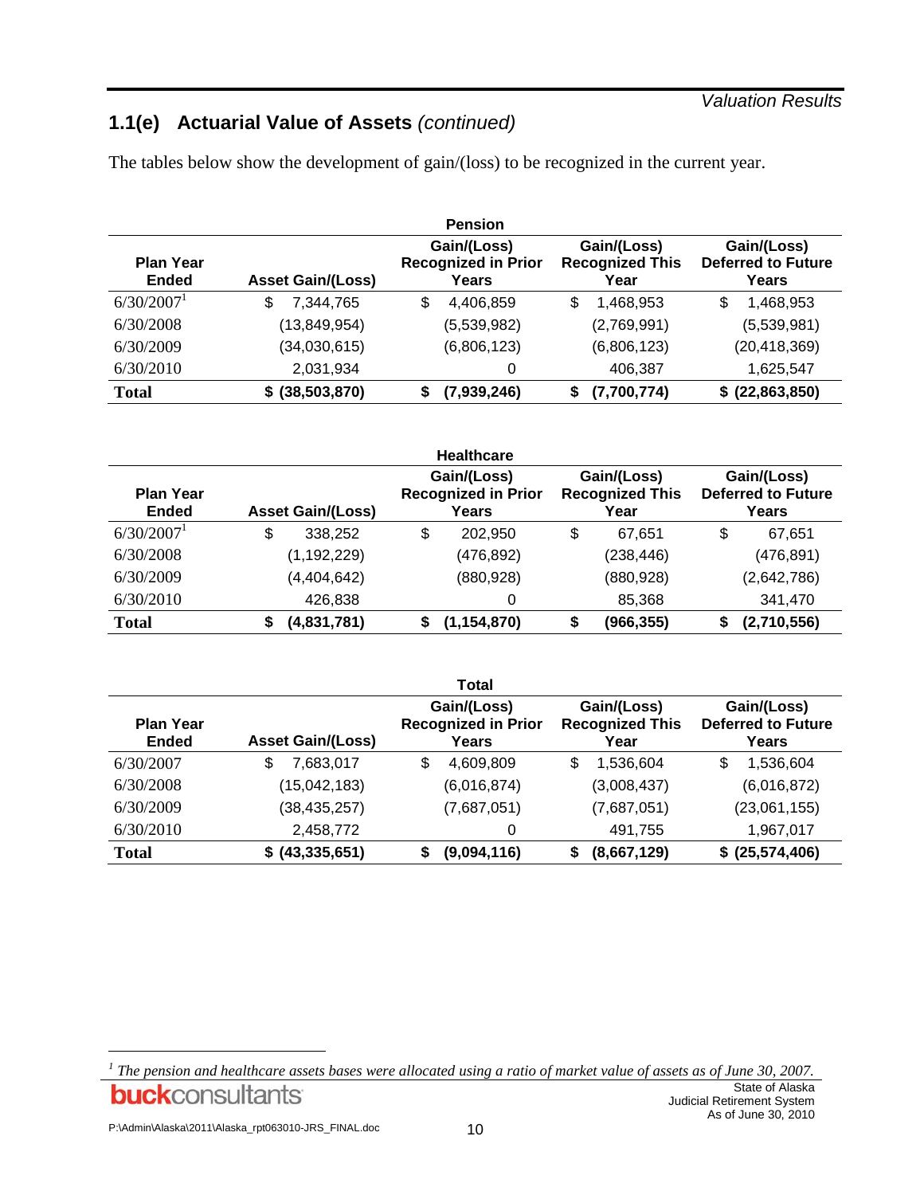## 1.1(e) Actuarial Value of Assets *(continued)*

The tables below show the development of gain/(loss) to be recognized in the current year.

**Pension**

| Plan Year Ended | Asset Gain/(Loss) | Gain/(Loss) Recognized in Prior Years | Gain/(Loss) Recognized This Year | Gain/(Loss) Deferred to Future Years |
|---|---|---|---|---|
| 6/30/2007[1] | $ 7,344,765 | $ 4,406,859 | $ 1,468,953 | $ 1,468,953 |
| 6/30/2008 | (13,849,954) | (5,539,982) | (2,769,991) | (5,539,981) |
| 6/30/2009 | (34,030,615) | (6,806,123) | (6,806,123) | (20,418,369) |
| 6/30/2010 | 2,031,934 | 0 | 406,387 | 1,625,547 |
| **Total** | **$ (38,503,870)** | **$ (7,939,246)** | **$ (7,700,774)** | **$ (22,863,850)** |

**Healthcare**

| Plan Year Ended | Asset Gain/(Loss) | Gain/(Loss) Recognized in Prior Years | Gain/(Loss) Recognized This Year | Gain/(Loss) Deferred to Future Years |
|---|---|---|---|---|
| 6/30/2007[1] | $ 338,252 | $ 202,950 | $ 67,651 | $ 67,651 |
| 6/30/2008 | (1,192,229) | (476,892) | (238,446) | (476,891) |
| 6/30/2009 | (4,404,642) | (880,928) | (880,928) | (2,642,786) |
| 6/30/2010 | 426,838 | 0 | 85,368 | 341,470 |
| **Total** | **$ (4,831,781)** | **$ (1,154,870)** | **$ (966,355)** | **$ (2,710,556)** |

**Total**

| Plan Year Ended | Asset Gain/(Loss) | Gain/(Loss) Recognized in Prior Years | Gain/(Loss) Recognized This Year | Gain/(Loss) Deferred to Future Years |
|---|---|---|---|---|
| 6/30/2007 | $ 7,683,017 | $ 4,609,809 | $ 1,536,604 | $ 1,536,604 |
| 6/30/2008 | (15,042,183) | (6,016,874) | (3,008,437) | (6,016,872) |
| 6/30/2009 | (38,435,257) | (7,687,051) | (7,687,051) | (23,061,155) |
| 6/30/2010 | 2,458,772 | 0 | 491,755 | 1,967,017 |
| **Total** | **$ (43,335,651)** | **$ (9,094,116)** | **$ (8,667,129)** | **$ (25,574,406)** |

[1] *The pension and healthcare assets bases were allocated using a ratio of market value of assets as of June 30, 2007.*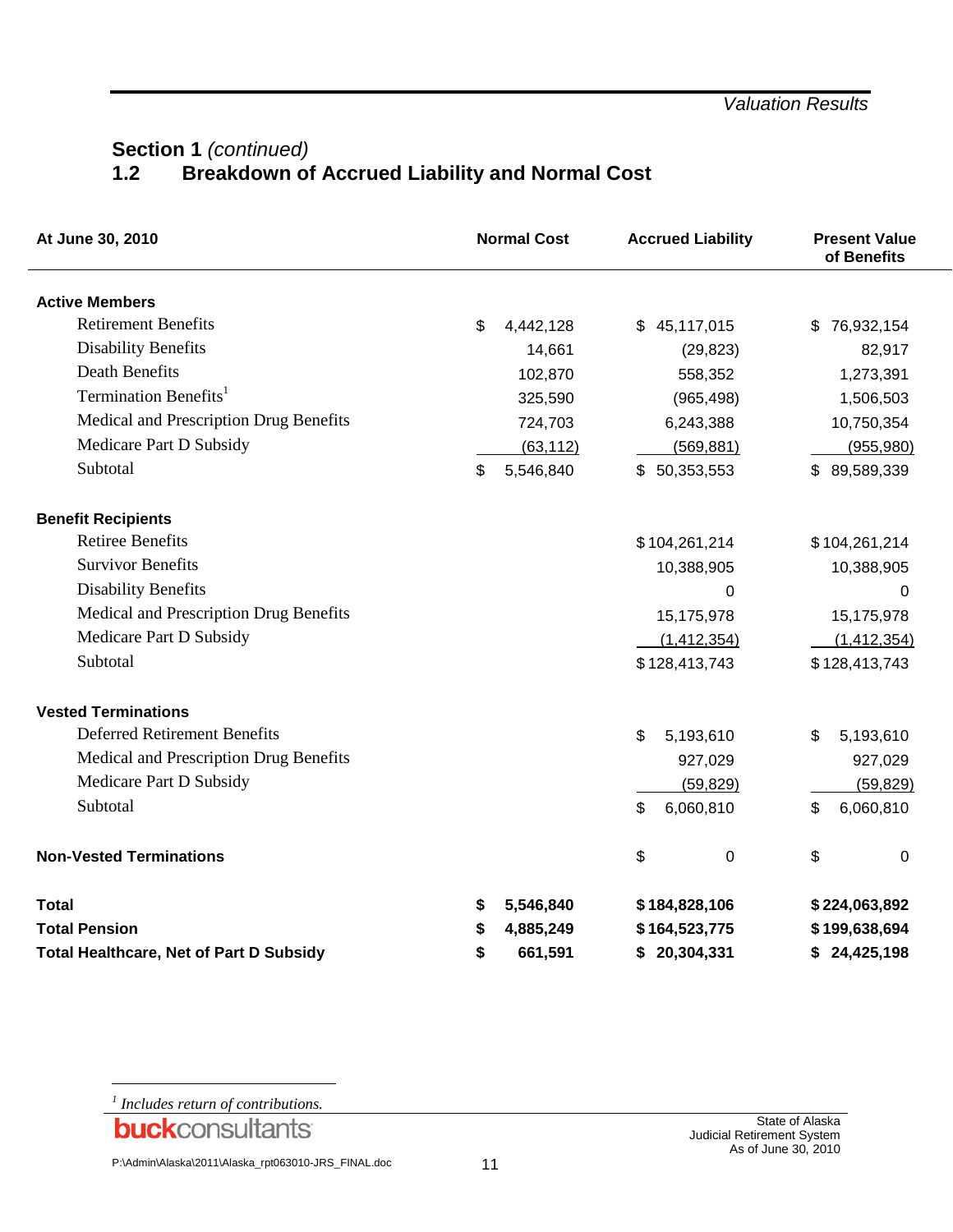## Section 1 *(continued)*

### 1.2 Breakdown of Accrued Liability and Normal Cost

| At June 30, 2010 | Normal Cost | Accrued Liability | Present Value of Benefits |
|---|---|---|---|
| **Active Members** | | | |
| Retirement Benefits | $ 4,442,128 | $ 45,117,015 | $ 76,932,154 |
| Disability Benefits | 14,661 | (29,823) | 82,917 |
| Death Benefits | 102,870 | 558,352 | 1,273,391 |
| Termination Benefits[1] | 325,590 | (965,498) | 1,506,503 |
| Medical and Prescription Drug Benefits | 724,703 | 6,243,388 | 10,750,354 |
| Medicare Part D Subsidy | (63,112) | (569,881) | (955,980) |
| Subtotal | $ 5,546,840 | $ 50,353,553 | $ 89,589,339 |
| **Benefit Recipients** | | | |
| Retiree Benefits | | $ 104,261,214 | $ 104,261,214 |
| Survivor Benefits | | 10,388,905 | 10,388,905 |
| Disability Benefits | | 0 | 0 |
| Medical and Prescription Drug Benefits | | 15,175,978 | 15,175,978 |
| Medicare Part D Subsidy | | (1,412,354) | (1,412,354) |
| Subtotal | | $ 128,413,743 | $ 128,413,743 |
| **Vested Terminations** | | | |
| Deferred Retirement Benefits | | $ 5,193,610 | $ 5,193,610 |
| Medical and Prescription Drug Benefits | | 927,029 | 927,029 |
| Medicare Part D Subsidy | | (59,829) | (59,829) |
| Subtotal | | $ 6,060,810 | $ 6,060,810 |
| **Non-Vested Terminations** | | $ 0 | $ 0 |
| **Total** | **$ 5,546,840** | **$ 184,828,106** | **$ 224,063,892** |
| **Total Pension** | **$ 4,885,249** | **$ 164,523,775** | **$ 199,638,694** |
| **Total Healthcare, Net of Part D Subsidy** | **$ 661,591** | **$ 20,304,331** | **$ 24,425,198** |

[1] *Includes return of contributions.*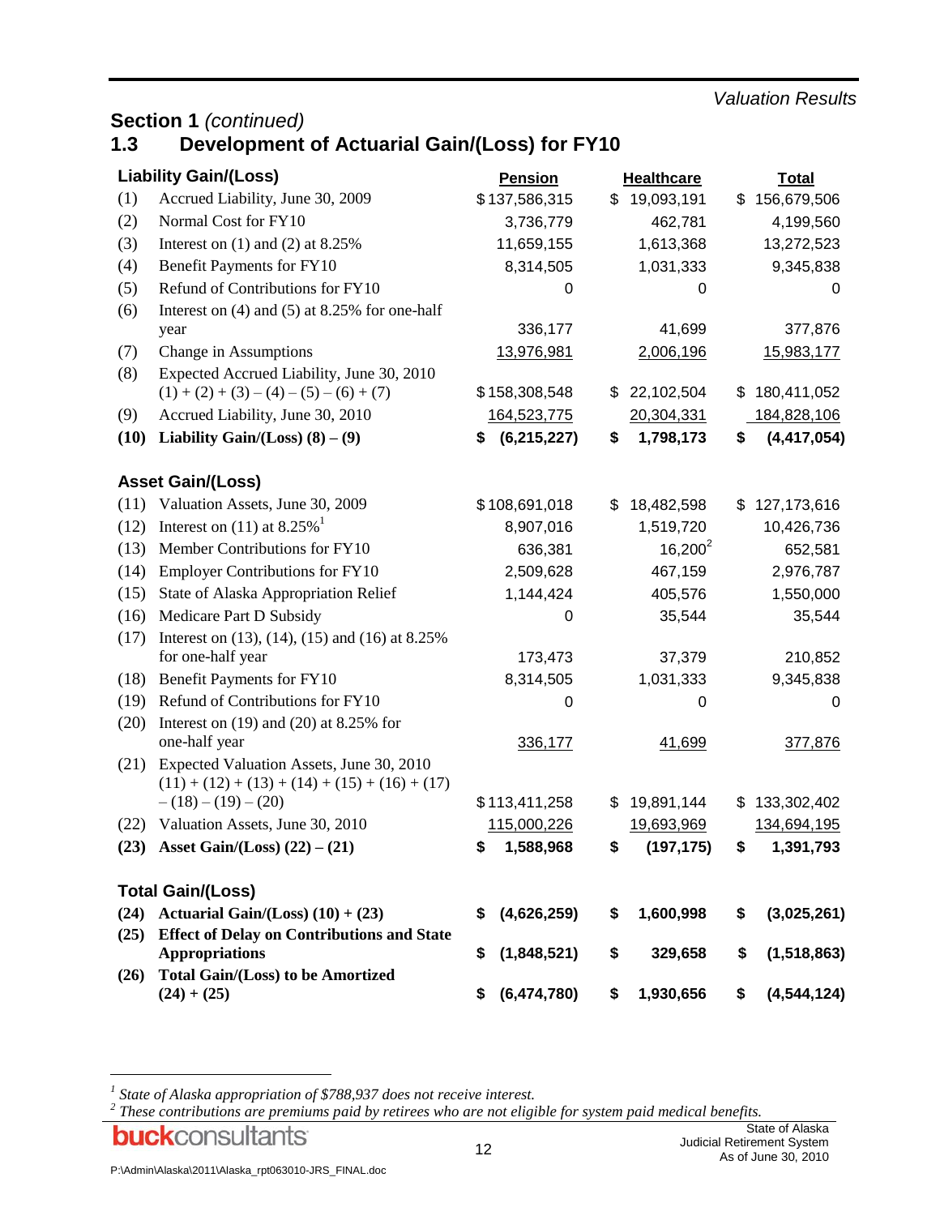*Valuation Results*

## Section 1 *(continued)*

## 1.3 Development of Actuarial Gain/(Loss) for FY10

| | **Liability Gain/(Loss)** | **Pension** | **Healthcare** | **Total** |
|---|---|---|---|---|
| (1) | Accrued Liability, June 30, 2009 | $137,586,315 | $ 19,093,191 | $ 156,679,506 |
| (2) | Normal Cost for FY10 | 3,736,779 | 462,781 | 4,199,560 |
| (3) | Interest on (1) and (2) at 8.25% | 11,659,155 | 1,613,368 | 13,272,523 |
| (4) | Benefit Payments for FY10 | 8,314,505 | 1,031,333 | 9,345,838 |
| (5) | Refund of Contributions for FY10 | 0 | 0 | 0 |
| (6) | Interest on (4) and (5) at 8.25% for one-half year | 336,177 | 41,699 | 377,876 |
| (7) | Change in Assumptions | 13,976,981 | 2,006,196 | 15,983,177 |
| (8) | Expected Accrued Liability, June 30, 2010 (1) + (2) + (3) – (4) – (5) – (6) + (7) | $158,308,548 | $ 22,102,504 | $ 180,411,052 |
| (9) | Accrued Liability, June 30, 2010 | 164,523,775 | 20,304,331 | 184,828,106 |
| **(10)** | **Liability Gain/(Loss) (8) – (9)** | **$ (6,215,227)** | **$ 1,798,173** | **$ (4,417,054)** |
| | **Asset Gain/(Loss)** | | | |
| (11) | Valuation Assets, June 30, 2009 | $108,691,018 | $ 18,482,598 | $ 127,173,616 |
| (12) | Interest on (11) at 8.25%[1] | 8,907,016 | 1,519,720 | 10,426,736 |
| (13) | Member Contributions for FY10 | 636,381 | 16,200[2] | 652,581 |
| (14) | Employer Contributions for FY10 | 2,509,628 | 467,159 | 2,976,787 |
| (15) | State of Alaska Appropriation Relief | 1,144,424 | 405,576 | 1,550,000 |
| (16) | Medicare Part D Subsidy | 0 | 35,544 | 35,544 |
| (17) | Interest on (13), (14), (15) and (16) at 8.25% for one-half year | 173,473 | 37,379 | 210,852 |
| (18) | Benefit Payments for FY10 | 8,314,505 | 1,031,333 | 9,345,838 |
| (19) | Refund of Contributions for FY10 | 0 | 0 | 0 |
| (20) | Interest on (19) and (20) at 8.25% for one-half year | 336,177 | 41,699 | 377,876 |
| (21) | Expected Valuation Assets, June 30, 2010 (11) + (12) + (13) + (14) + (15) + (16) + (17) – (18) – (19) – (20) | $113,411,258 | $ 19,891,144 | $ 133,302,402 |
| (22) | Valuation Assets, June 30, 2010 | 115,000,226 | 19,693,969 | 134,694,195 |
| **(23)** | **Asset Gain/(Loss) (22) – (21)** | **$ 1,588,968** | **$ (197,175)** | **$ 1,391,793** |
| | **Total Gain/(Loss)** | | | |
| **(24)** | **Actuarial Gain/(Loss) (10) + (23)** | **$ (4,626,259)** | **$ 1,600,998** | **$ (3,025,261)** |
| **(25)** | **Effect of Delay on Contributions and State Appropriations** | **$ (1,848,521)** | **$ 329,658** | **$ (1,518,863)** |
| **(26)** | **Total Gain/(Loss) to be Amortized (24) + (25)** | **$ (6,474,780)** | **$ 1,930,656** | **$ (4,544,124)** |

[1] *State of Alaska appropriation of $788,937 does not receive interest.*

[2] *These contributions are premiums paid by retirees who are not eligible for system paid medical benefits.*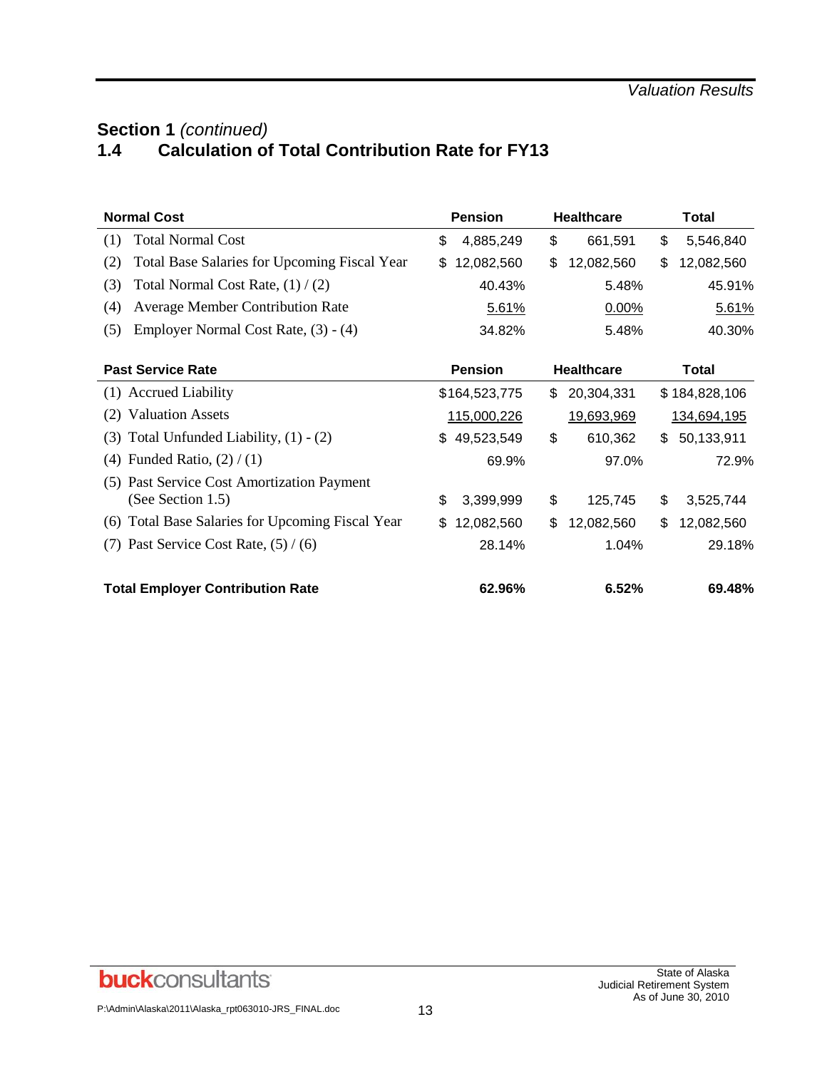## Section 1 *(continued)*

## 1.4 Calculation of Total Contribution Rate for FY13

| **Normal Cost** | **Pension** | **Healthcare** | **Total** |
|---|---|---|---|
| (1) Total Normal Cost | $ 4,885,249 | $ 661,591 | $ 5,546,840 |
| (2) Total Base Salaries for Upcoming Fiscal Year | $ 12,082,560 | $ 12,082,560 | $ 12,082,560 |
| (3) Total Normal Cost Rate, (1) / (2) | 40.43% | 5.48% | 45.91% |
| (4) Average Member Contribution Rate | 5.61% | 0.00% | 5.61% |
| (5) Employer Normal Cost Rate, (3) - (4) | 34.82% | 5.48% | 40.30% |

| **Past Service Rate** | **Pension** | **Healthcare** | **Total** |
|---|---|---|---|
| (1) Accrued Liability | $164,523,775 | $ 20,304,331 | $ 184,828,106 |
| (2) Valuation Assets | 115,000,226 | 19,693,969 | 134,694,195 |
| (3) Total Unfunded Liability, (1) - (2) | $ 49,523,549 | $ 610,362 | $ 50,133,911 |
| (4) Funded Ratio, (2) / (1) | 69.9% | 97.0% | 72.9% |
| (5) Past Service Cost Amortization Payment (See Section 1.5) | $ 3,399,999 | $ 125,745 | $ 3,525,744 |
| (6) Total Base Salaries for Upcoming Fiscal Year | $ 12,082,560 | $ 12,082,560 | $ 12,082,560 |
| (7) Past Service Cost Rate, (5) / (6) | 28.14% | 1.04% | 29.18% |
| **Total Employer Contribution Rate** | **62.96%** | **6.52%** | **69.48%** |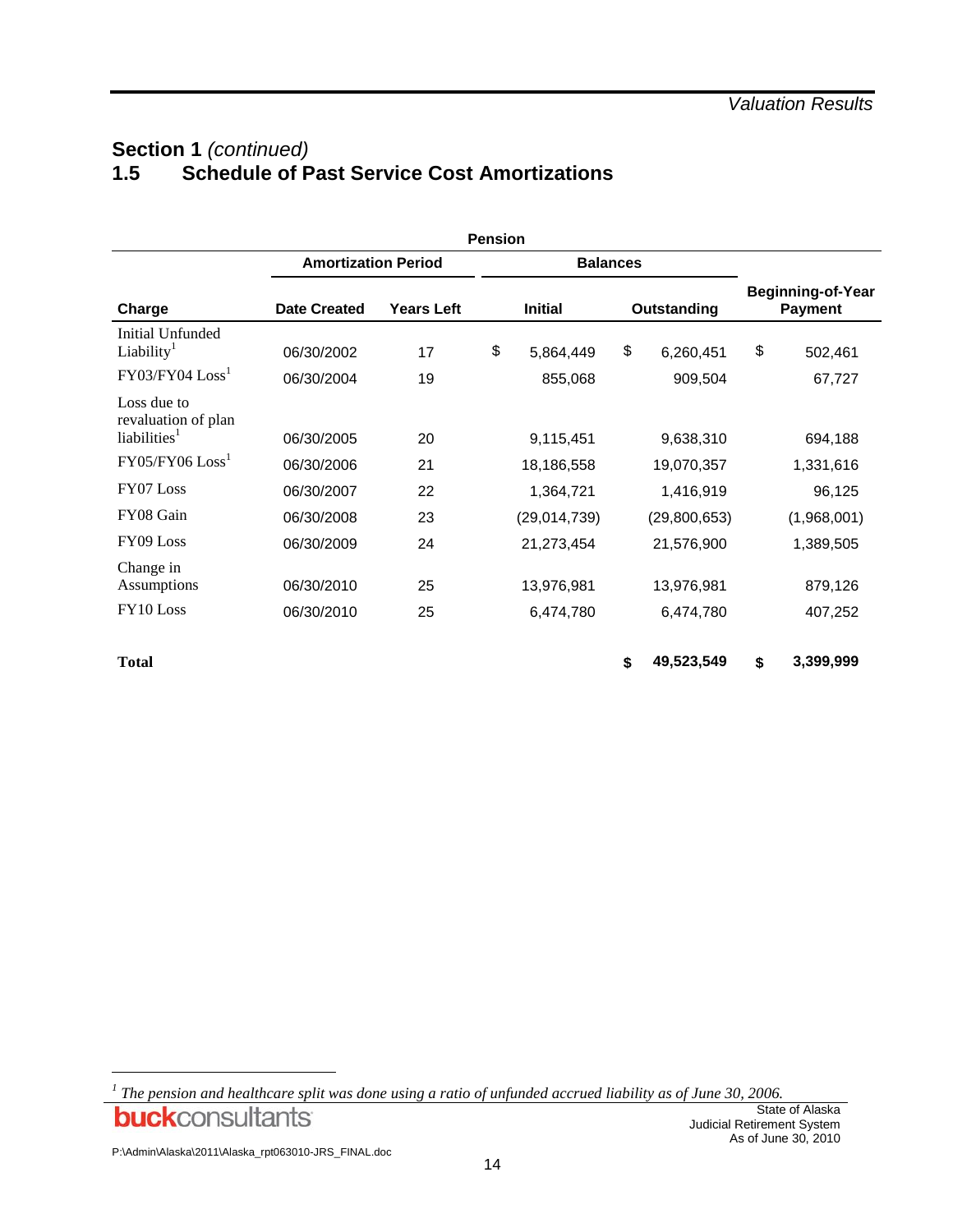## Section 1 *(continued)*

## 1.5 Schedule of Past Service Cost Amortizations

| Pension | | | | | |
|---|---|---|---|---|---|
| | Amortization Period | | Balances | | |
| Charge | Date Created | Years Left | Initial | Outstanding | Beginning-of-Year Payment |
| Initial Unfunded Liability[1] | 06/30/2002 | 17 | $ 5,864,449 | $ 6,260,451 | $ 502,461 |
| FY03/FY04 Loss[1] | 06/30/2004 | 19 | 855,068 | 909,504 | 67,727 |
| Loss due to revaluation of plan liabilities[1] | 06/30/2005 | 20 | 9,115,451 | 9,638,310 | 694,188 |
| FY05/FY06 Loss[1] | 06/30/2006 | 21 | 18,186,558 | 19,070,357 | 1,331,616 |
| FY07 Loss | 06/30/2007 | 22 | 1,364,721 | 1,416,919 | 96,125 |
| FY08 Gain | 06/30/2008 | 23 | (29,014,739) | (29,800,653) | (1,968,001) |
| FY09 Loss | 06/30/2009 | 24 | 21,273,454 | 21,576,900 | 1,389,505 |
| Change in Assumptions | 06/30/2010 | 25 | 13,976,981 | 13,976,981 | 879,126 |
| FY10 Loss | 06/30/2010 | 25 | 6,474,780 | 6,474,780 | 407,252 |
| **Total** | | | | **$ 49,523,549** | **$ 3,399,999** |

[1] *The pension and healthcare split was done using a ratio of unfunded accrued liability as of June 30, 2006.*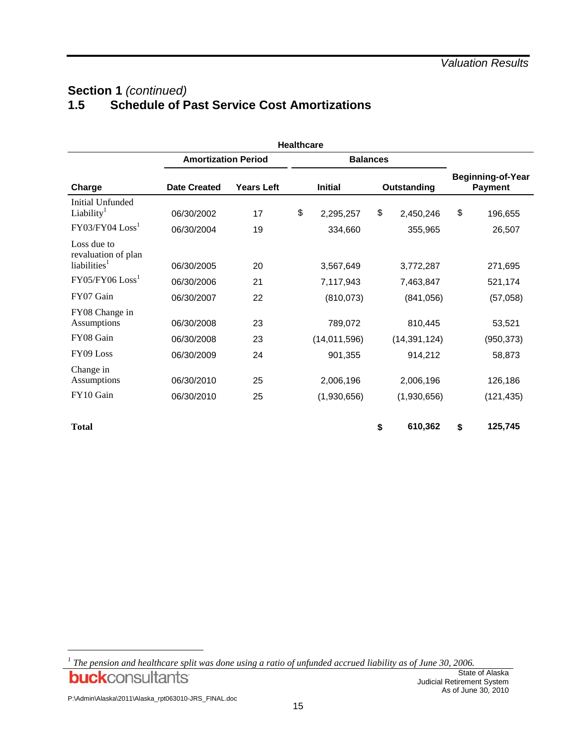## Section 1 *(continued)*

## 1.5 Schedule of Past Service Cost Amortizations

| Healthcare | | | | | |
|---|---|---|---|---|---|
| | Amortization Period | | Balances | | |
| Charge | Date Created | Years Left | Initial | Outstanding | Beginning-of-Year Payment |
| Initial Unfunded Liability[1] | 06/30/2002 | 17 | $ 2,295,257 | $ 2,450,246 | $ 196,655 |
| FY03/FY04 Loss[1] | 06/30/2004 | 19 | 334,660 | 355,965 | 26,507 |
| Loss due to revaluation of plan liabilities[1] | 06/30/2005 | 20 | 3,567,649 | 3,772,287 | 271,695 |
| FY05/FY06 Loss[1] | 06/30/2006 | 21 | 7,117,943 | 7,463,847 | 521,174 |
| FY07 Gain | 06/30/2007 | 22 | (810,073) | (841,056) | (57,058) |
| FY08 Change in Assumptions | 06/30/2008 | 23 | 789,072 | 810,445 | 53,521 |
| FY08 Gain | 06/30/2008 | 23 | (14,011,596) | (14,391,124) | (950,373) |
| FY09 Loss | 06/30/2009 | 24 | 901,355 | 914,212 | 58,873 |
| Change in Assumptions | 06/30/2010 | 25 | 2,006,196 | 2,006,196 | 126,186 |
| FY10 Gain | 06/30/2010 | 25 | (1,930,656) | (1,930,656) | (121,435) |
| **Total** | | | | **$ 610,362** | **$ 125,745** |

[1] *The pension and healthcare split was done using a ratio of unfunded accrued liability as of June 30, 2006.*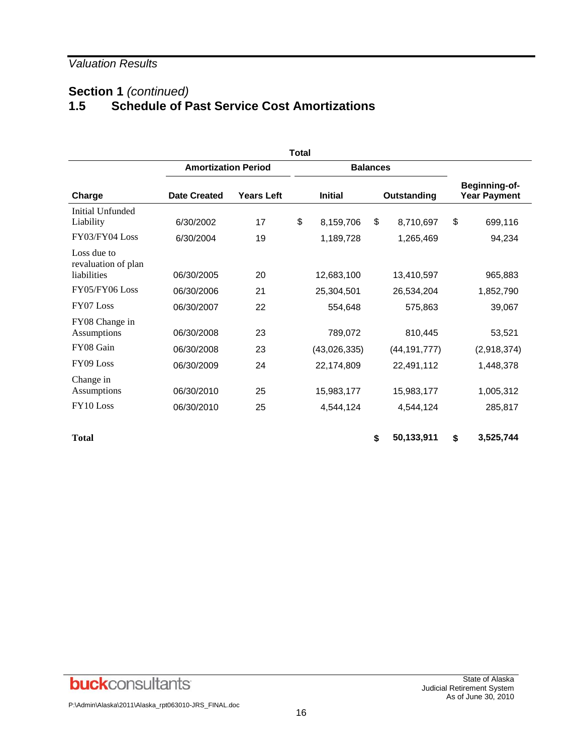*Valuation Results*

## Section 1 *(continued)*
## 1.5 Schedule of Past Service Cost Amortizations

| | Total | | | | |
|---|---|---|---|---|---|
| | Amortization Period | | Balances | | |
| **Charge** | **Date Created** | **Years Left** | **Initial** | **Outstanding** | **Beginning-of-Year Payment** |
| Initial Unfunded Liability | 6/30/2002 | 17 | $ 8,159,706 | $ 8,710,697 | $ 699,116 |
| FY03/FY04 Loss | 6/30/2004 | 19 | 1,189,728 | 1,265,469 | 94,234 |
| Loss due to revaluation of plan liabilities | 06/30/2005 | 20 | 12,683,100 | 13,410,597 | 965,883 |
| FY05/FY06 Loss | 06/30/2006 | 21 | 25,304,501 | 26,534,204 | 1,852,790 |
| FY07 Loss | 06/30/2007 | 22 | 554,648 | 575,863 | 39,067 |
| FY08 Change in Assumptions | 06/30/2008 | 23 | 789,072 | 810,445 | 53,521 |
| FY08 Gain | 06/30/2008 | 23 | (43,026,335) | (44,191,777) | (2,918,374) |
| FY09 Loss | 06/30/2009 | 24 | 22,174,809 | 22,491,112 | 1,448,378 |
| Change in Assumptions | 06/30/2010 | 25 | 15,983,177 | 15,983,177 | 1,005,312 |
| FY10 Loss | 06/30/2010 | 25 | 4,544,124 | 4,544,124 | 285,817 |
| **Total** | | | | **$ 50,133,911** | **$ 3,525,744** |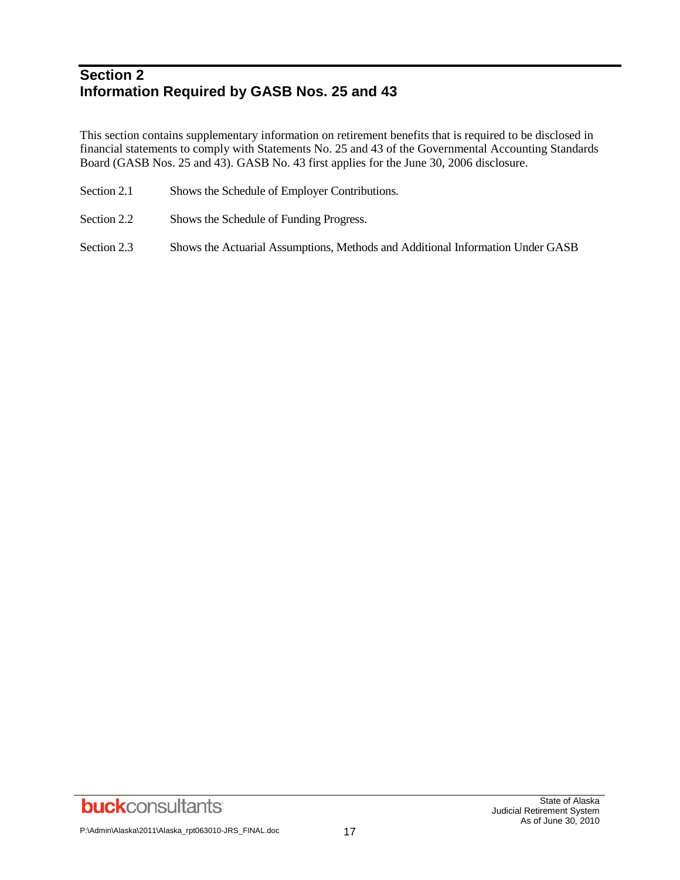# Section 2
# Information Required by GASB Nos. 25 and 43

This section contains supplementary information on retirement benefits that is required to be disclosed in financial statements to comply with Statements No. 25 and 43 of the Governmental Accounting Standards Board (GASB Nos. 25 and 43). GASB No. 43 first applies for the June 30, 2006 disclosure.

| | |
|---|---|
| Section 2.1 | Shows the Schedule of Employer Contributions. |
| Section 2.2 | Shows the Schedule of Funding Progress. |
| Section 2.3 | Shows the Actuarial Assumptions, Methods and Additional Information Under GASB |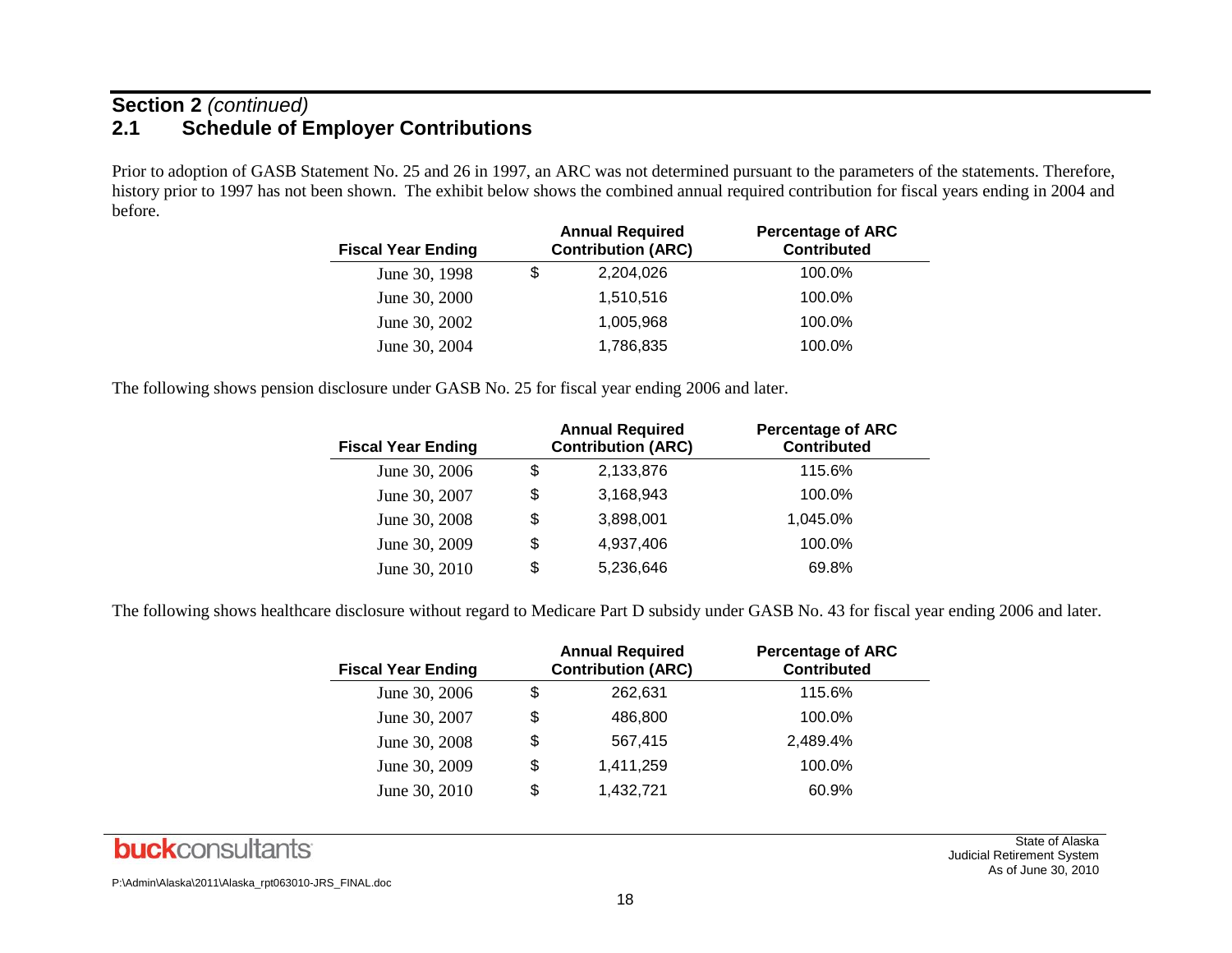## Section 2 *(continued)*

## 2.1 Schedule of Employer Contributions

Prior to adoption of GASB Statement No. 25 and 26 in 1997, an ARC was not determined pursuant to the parameters of the statements. Therefore, history prior to 1997 has not been shown. The exhibit below shows the combined annual required contribution for fiscal years ending in 2004 and before.

| Fiscal Year Ending | Annual Required Contribution (ARC) | Percentage of ARC Contributed |
|---|---|---|
| June 30, 1998 | $ 2,204,026 | 100.0% |
| June 30, 2000 | 1,510,516 | 100.0% |
| June 30, 2002 | 1,005,968 | 100.0% |
| June 30, 2004 | 1,786,835 | 100.0% |

The following shows pension disclosure under GASB No. 25 for fiscal year ending 2006 and later.

| Fiscal Year Ending | Annual Required Contribution (ARC) | Percentage of ARC Contributed |
|---|---|---|
| June 30, 2006 | $ 2,133,876 | 115.6% |
| June 30, 2007 | $ 3,168,943 | 100.0% |
| June 30, 2008 | $ 3,898,001 | 1,045.0% |
| June 30, 2009 | $ 4,937,406 | 100.0% |
| June 30, 2010 | $ 5,236,646 | 69.8% |

The following shows healthcare disclosure without regard to Medicare Part D subsidy under GASB No. 43 for fiscal year ending 2006 and later.

| Fiscal Year Ending | Annual Required Contribution (ARC) | Percentage of ARC Contributed |
|---|---|---|
| June 30, 2006 | $ 262,631 | 115.6% |
| June 30, 2007 | $ 486,800 | 100.0% |
| June 30, 2008 | $ 567,415 | 2,489.4% |
| June 30, 2009 | $ 1,411,259 | 100.0% |
| June 30, 2010 | $ 1,432,721 | 60.9% |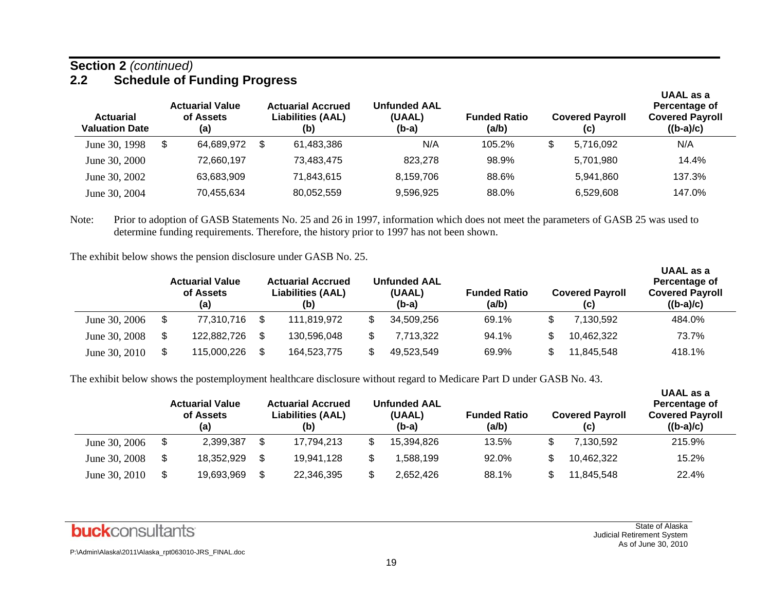**Section 2** *(continued)*

## 2.2 Schedule of Funding Progress

| Actuarial Valuation Date | Actuarial Value of Assets (a) | Actuarial Accrued Liabilities (AAL) (b) | Unfunded AAL (UAAL) (b-a) | Funded Ratio (a/b) | Covered Payroll (c) | UAAL as a Percentage of Covered Payroll ((b-a)/c) |
|---|---|---|---|---|---|---|
| June 30, 1998 | $ 64,689,972 | $ 61,483,386 | N/A | 105.2% | $ 5,716,092 | N/A |
| June 30, 2000 | 72,660,197 | 73,483,475 | 823,278 | 98.9% | 5,701,980 | 14.4% |
| June 30, 2002 | 63,683,909 | 71,843,615 | 8,159,706 | 88.6% | 5,941,860 | 137.3% |
| June 30, 2004 | 70,455,634 | 80,052,559 | 9,596,925 | 88.0% | 6,529,608 | 147.0% |

Note: Prior to adoption of GASB Statements No. 25 and 26 in 1997, information which does not meet the parameters of GASB 25 was used to determine funding requirements. Therefore, the history prior to 1997 has not been shown.

The exhibit below shows the pension disclosure under GASB No. 25.

| | Actuarial Value of Assets (a) | Actuarial Accrued Liabilities (AAL) (b) | Unfunded AAL (UAAL) (b-a) | Funded Ratio (a/b) | Covered Payroll (c) | UAAL as a Percentage of Covered Payroll ((b-a)/c) |
|---|---|---|---|---|---|---|
| June 30, 2006 | $ 77,310,716 | $ 111,819,972 | $ 34,509,256 | 69.1% | $ 7,130,592 | 484.0% |
| June 30, 2008 | $ 122,882,726 | $ 130,596,048 | $ 7,713,322 | 94.1% | $ 10,462,322 | 73.7% |
| June 30, 2010 | $ 115,000,226 | $ 164,523,775 | $ 49,523,549 | 69.9% | $ 11,845,548 | 418.1% |

The exhibit below shows the postemployment healthcare disclosure without regard to Medicare Part D under GASB No. 43.

| | Actuarial Value of Assets (a) | Actuarial Accrued Liabilities (AAL) (b) | Unfunded AAL (UAAL) (b-a) | Funded Ratio (a/b) | Covered Payroll (c) | UAAL as a Percentage of Covered Payroll ((b-a)/c) |
|---|---|---|---|---|---|---|
| June 30, 2006 | $ 2,399,387 | $ 17,794,213 | $ 15,394,826 | 13.5% | $ 7,130,592 | 215.9% |
| June 30, 2008 | $ 18,352,929 | $ 19,941,128 | $ 1,588,199 | 92.0% | $ 10,462,322 | 15.2% |
| June 30, 2010 | $ 19,693,969 | $ 22,346,395 | $ 2,652,426 | 88.1% | $ 11,845,548 | 22.4% |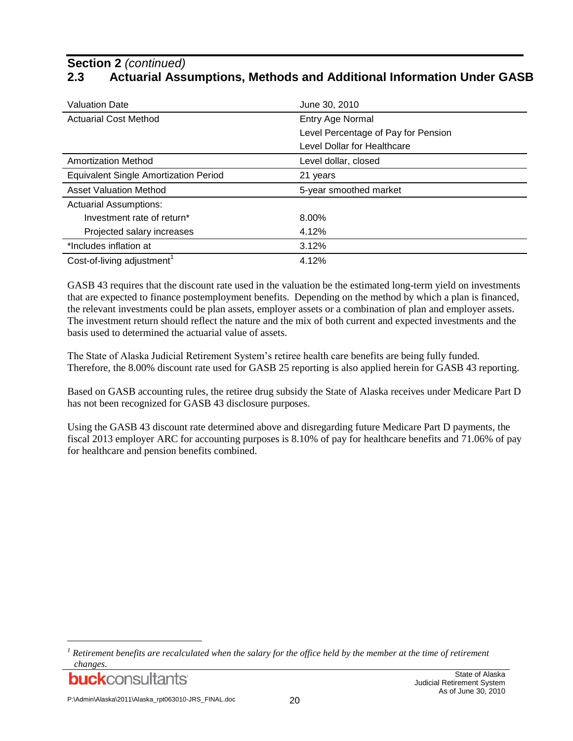**Section 2** *(continued)*

## 2.3 Actuarial Assumptions, Methods and Additional Information Under GASB

| Valuation Date | June 30, 2010 |
|---|---|
| Actuarial Cost Method | Entry Age Normal<br>Level Percentage of Pay for Pension<br>Level Dollar for Healthcare |
| Amortization Method | Level dollar, closed |
| Equivalent Single Amortization Period | 21 years |
| Asset Valuation Method | 5-year smoothed market |
| Actuarial Assumptions: | |
| Investment rate of return* | 8.00% |
| Projected salary increases | 4.12% |
| *Includes inflation at | 3.12% |
| Cost-of-living adjustment[1] | 4.12% |

GASB 43 requires that the discount rate used in the valuation be the estimated long-term yield on investments that are expected to finance postemployment benefits. Depending on the method by which a plan is financed, the relevant investments could be plan assets, employer assets or a combination of plan and employer assets. The investment return should reflect the nature and the mix of both current and expected investments and the basis used to determined the actuarial value of assets.

The State of Alaska Judicial Retirement System's retiree health care benefits are being fully funded. Therefore, the 8.00% discount rate used for GASB 25 reporting is also applied herein for GASB 43 reporting.

Based on GASB accounting rules, the retiree drug subsidy the State of Alaska receives under Medicare Part D has not been recognized for GASB 43 disclosure purposes.

Using the GASB 43 discount rate determined above and disregarding future Medicare Part D payments, the fiscal 2013 employer ARC for accounting purposes is 8.10% of pay for healthcare benefits and 71.06% of pay for healthcare and pension benefits combined.

[1] *Retirement benefits are recalculated when the salary for the office held by the member at the time of retirement changes.*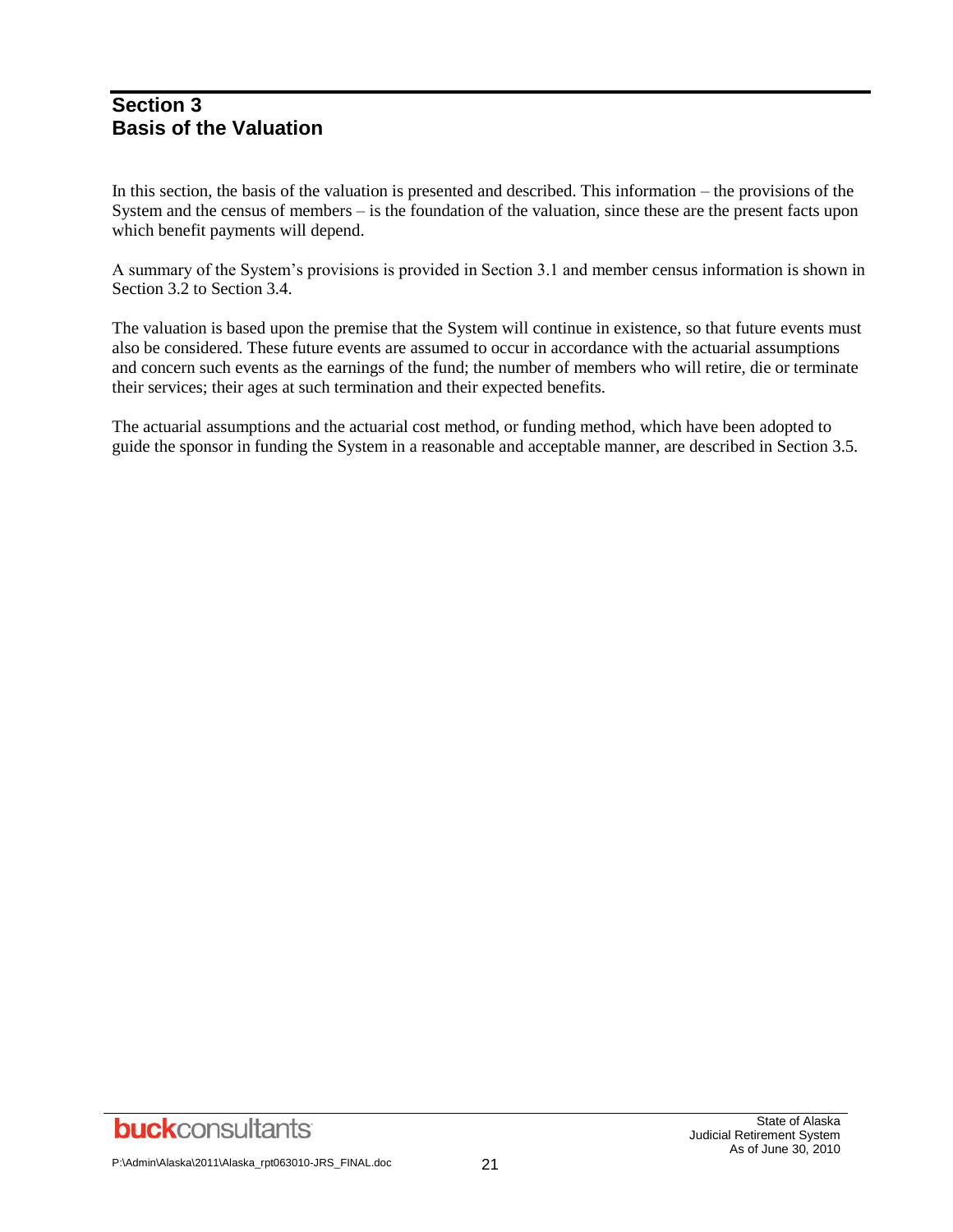# Section 3
# Basis of the Valuation

In this section, the basis of the valuation is presented and described. This information – the provisions of the System and the census of members – is the foundation of the valuation, since these are the present facts upon which benefit payments will depend.

A summary of the System's provisions is provided in Section 3.1 and member census information is shown in Section 3.2 to Section 3.4.

The valuation is based upon the premise that the System will continue in existence, so that future events must also be considered. These future events are assumed to occur in accordance with the actuarial assumptions and concern such events as the earnings of the fund; the number of members who will retire, die or terminate their services; their ages at such termination and their expected benefits.

The actuarial assumptions and the actuarial cost method, or funding method, which have been adopted to guide the sponsor in funding the System in a reasonable and acceptable manner, are described in Section 3.5.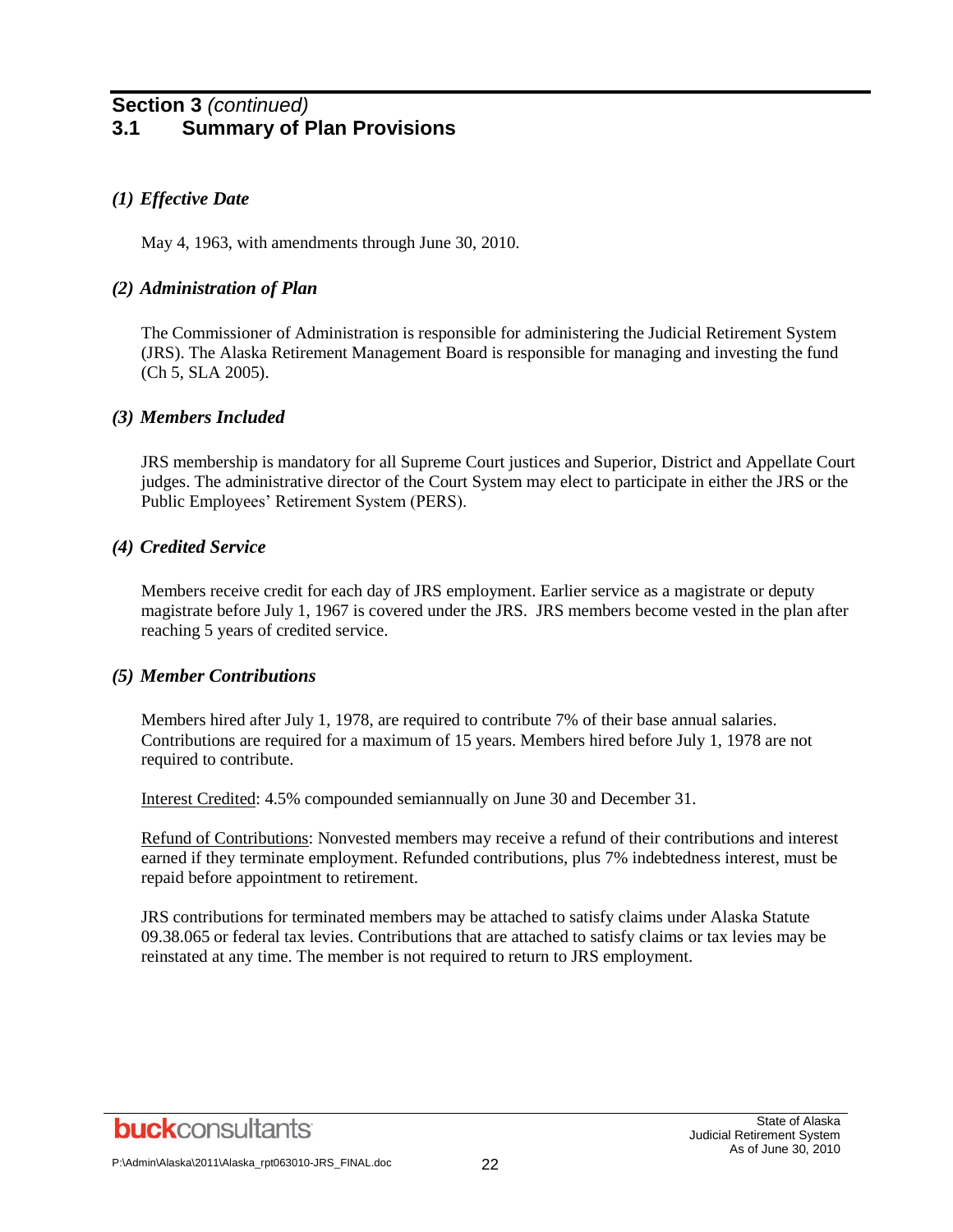## Section 3 *(continued)*
## 3.1 Summary of Plan Provisions

### *(1) Effective Date*

May 4, 1963, with amendments through June 30, 2010.

### *(2) Administration of Plan*

The Commissioner of Administration is responsible for administering the Judicial Retirement System (JRS). The Alaska Retirement Management Board is responsible for managing and investing the fund (Ch 5, SLA 2005).

### *(3) Members Included*

JRS membership is mandatory for all Supreme Court justices and Superior, District and Appellate Court judges. The administrative director of the Court System may elect to participate in either the JRS or the Public Employees' Retirement System (PERS).

### *(4) Credited Service*

Members receive credit for each day of JRS employment. Earlier service as a magistrate or deputy magistrate before July 1, 1967 is covered under the JRS. JRS members become vested in the plan after reaching 5 years of credited service.

### *(5) Member Contributions*

Members hired after July 1, 1978, are required to contribute 7% of their base annual salaries. Contributions are required for a maximum of 15 years. Members hired before July 1, 1978 are not required to contribute.

<u>Interest Credited</u>: 4.5% compounded semiannually on June 30 and December 31.

<u>Refund of Contributions</u>: Nonvested members may receive a refund of their contributions and interest earned if they terminate employment. Refunded contributions, plus 7% indebtedness interest, must be repaid before appointment to retirement.

JRS contributions for terminated members may be attached to satisfy claims under Alaska Statute 09.38.065 or federal tax levies. Contributions that are attached to satisfy claims or tax levies may be reinstated at any time. The member is not required to return to JRS employment.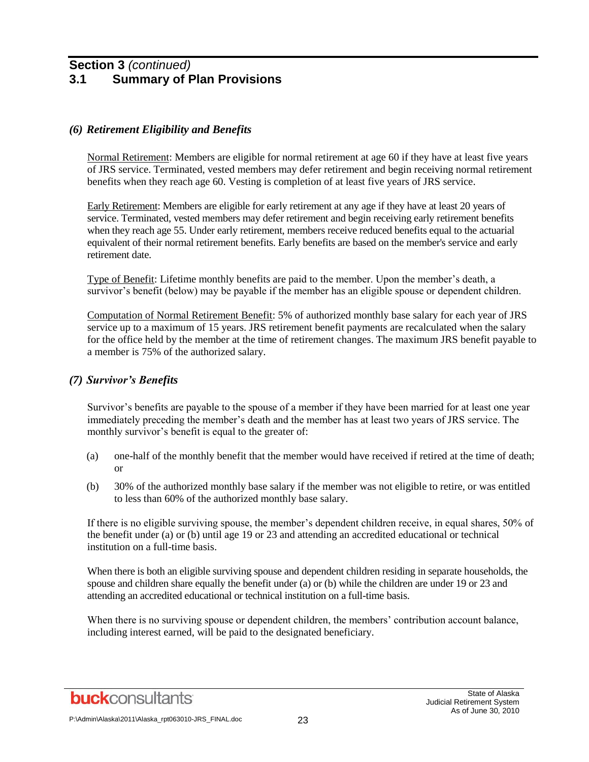## Section 3 *(continued)*

## 3.1 Summary of Plan Provisions

### *(6) Retirement Eligibility and Benefits*

Normal Retirement: Members are eligible for normal retirement at age 60 if they have at least five years of JRS service. Terminated, vested members may defer retirement and begin receiving normal retirement benefits when they reach age 60. Vesting is completion of at least five years of JRS service.

Early Retirement: Members are eligible for early retirement at any age if they have at least 20 years of service. Terminated, vested members may defer retirement and begin receiving early retirement benefits when they reach age 55. Under early retirement, members receive reduced benefits equal to the actuarial equivalent of their normal retirement benefits. Early benefits are based on the member's service and early retirement date.

Type of Benefit: Lifetime monthly benefits are paid to the member. Upon the member's death, a survivor's benefit (below) may be payable if the member has an eligible spouse or dependent children.

Computation of Normal Retirement Benefit: 5% of authorized monthly base salary for each year of JRS service up to a maximum of 15 years. JRS retirement benefit payments are recalculated when the salary for the office held by the member at the time of retirement changes. The maximum JRS benefit payable to a member is 75% of the authorized salary.

### *(7) Survivor's Benefits*

Survivor's benefits are payable to the spouse of a member if they have been married for at least one year immediately preceding the member's death and the member has at least two years of JRS service. The monthly survivor's benefit is equal to the greater of:

(a) one-half of the monthly benefit that the member would have received if retired at the time of death; or

(b) 30% of the authorized monthly base salary if the member was not eligible to retire, or was entitled to less than 60% of the authorized monthly base salary.

If there is no eligible surviving spouse, the member's dependent children receive, in equal shares, 50% of the benefit under (a) or (b) until age 19 or 23 and attending an accredited educational or technical institution on a full-time basis.

When there is both an eligible surviving spouse and dependent children residing in separate households, the spouse and children share equally the benefit under (a) or (b) while the children are under 19 or 23 and attending an accredited educational or technical institution on a full-time basis.

When there is no surviving spouse or dependent children, the members' contribution account balance, including interest earned, will be paid to the designated beneficiary.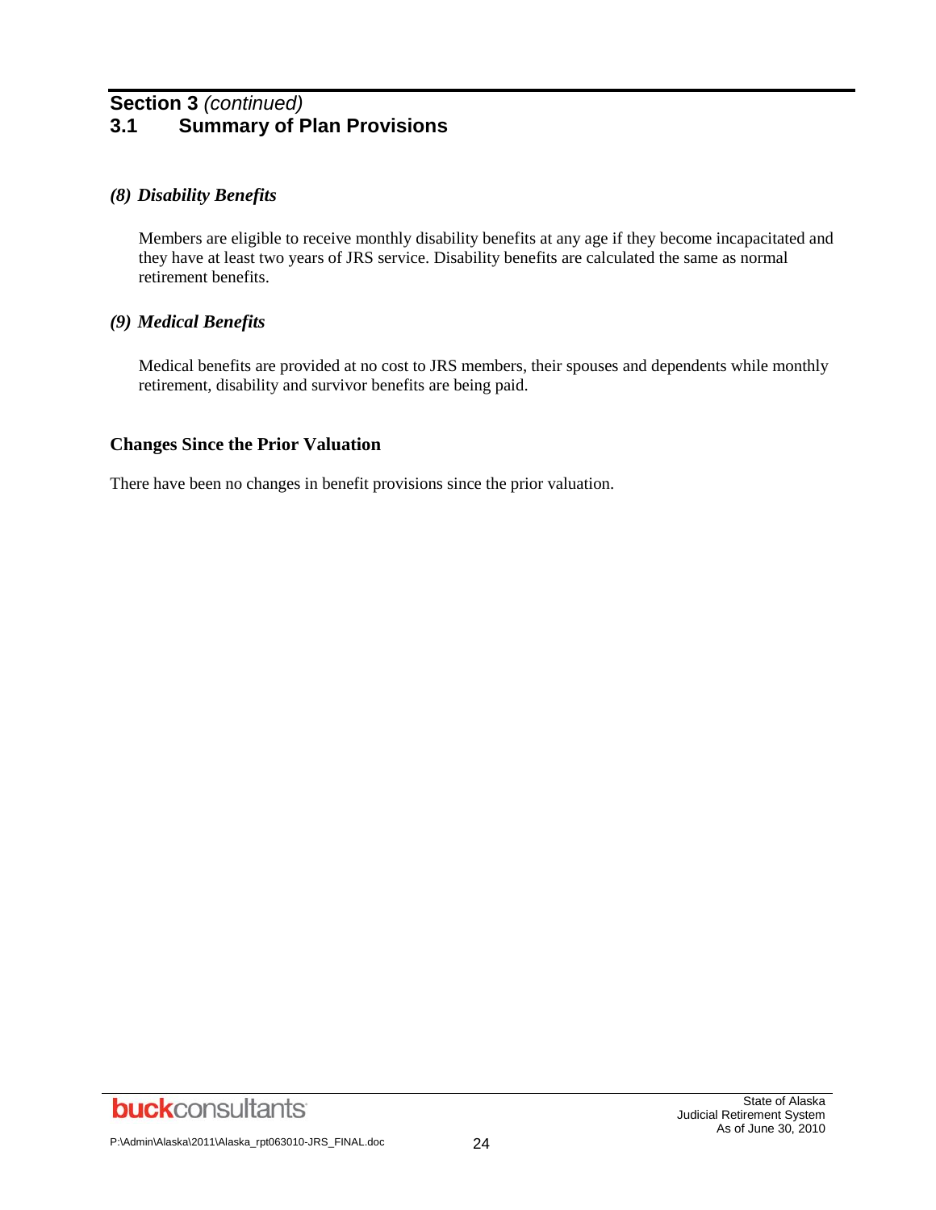## Section 3 *(continued)*
## 3.1 Summary of Plan Provisions

### *(8) Disability Benefits*

Members are eligible to receive monthly disability benefits at any age if they become incapacitated and they have at least two years of JRS service. Disability benefits are calculated the same as normal retirement benefits.

### *(9) Medical Benefits*

Medical benefits are provided at no cost to JRS members, their spouses and dependents while monthly retirement, disability and survivor benefits are being paid.

### Changes Since the Prior Valuation

There have been no changes in benefit provisions since the prior valuation.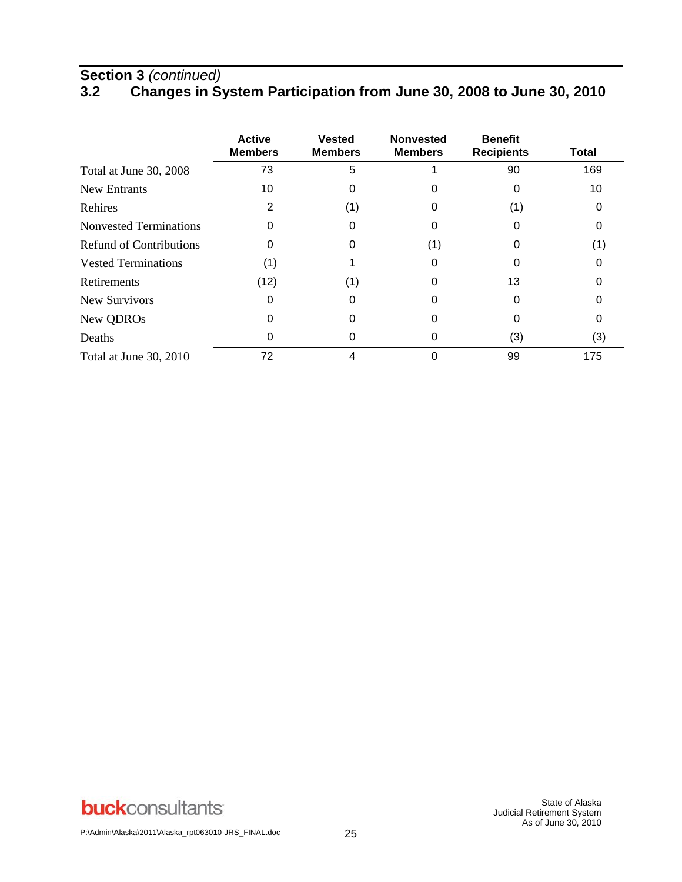## Section 3 *(continued)*

## 3.2 Changes in System Participation from June 30, 2008 to June 30, 2010

| | Active Members | Vested Members | Nonvested Members | Benefit Recipients | Total |
|---|---|---|---|---|---|
| Total at June 30, 2008 | 73 | 5 | 1 | 90 | 169 |
| New Entrants | 10 | 0 | 0 | 0 | 10 |
| Rehires | 2 | (1) | 0 | (1) | 0 |
| Nonvested Terminations | 0 | 0 | 0 | 0 | 0 |
| Refund of Contributions | 0 | 0 | (1) | 0 | (1) |
| Vested Terminations | (1) | 1 | 0 | 0 | 0 |
| Retirements | (12) | (1) | 0 | 13 | 0 |
| New Survivors | 0 | 0 | 0 | 0 | 0 |
| New QDROs | 0 | 0 | 0 | 0 | 0 |
| Deaths | 0 | 0 | 0 | (3) | (3) |
| Total at June 30, 2010 | 72 | 4 | 0 | 99 | 175 |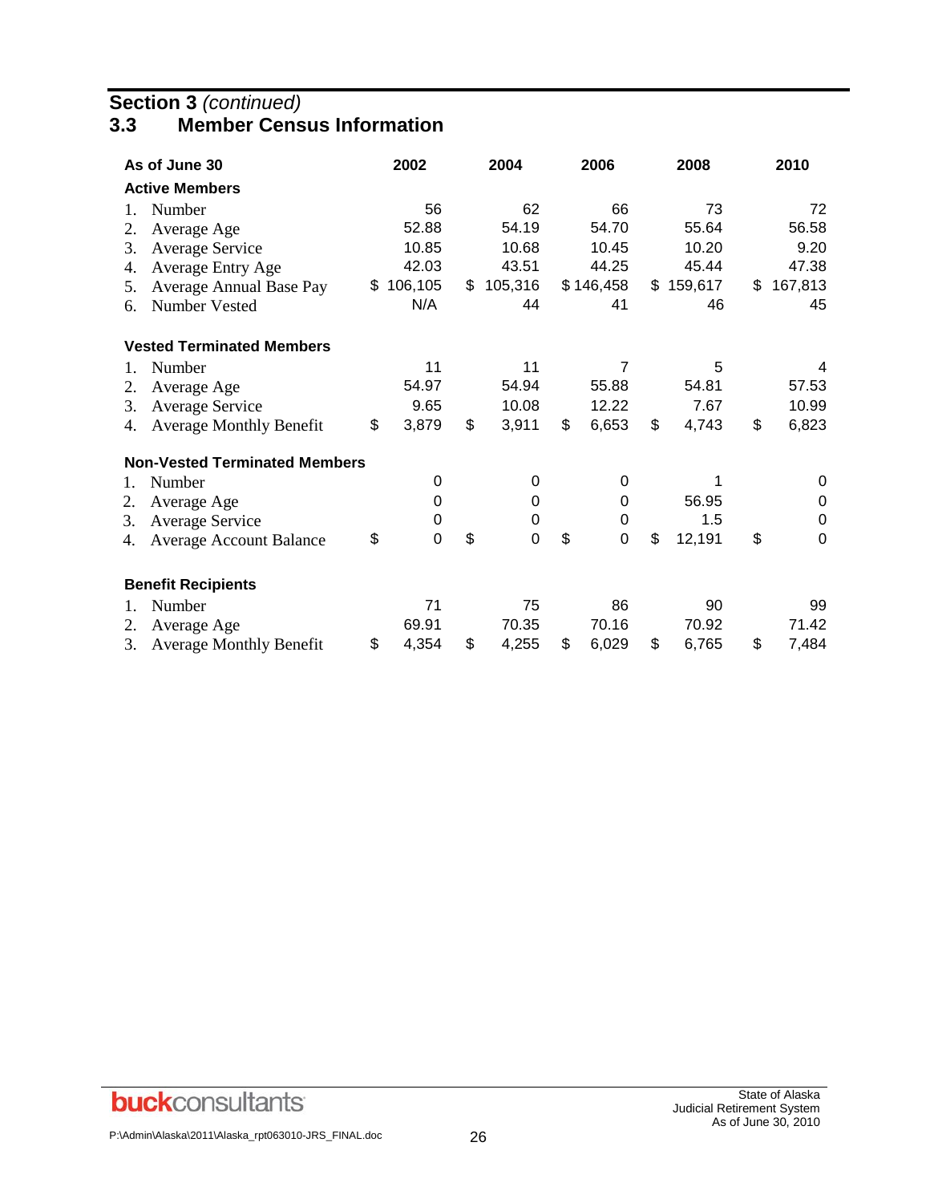## Section 3 *(continued)*

## 3.3 Member Census Information

| As of June 30 | 2002 | 2004 | 2006 | 2008 | 2010 |
|---|---|---|---|---|---|
| **Active Members** | | | | | |
| 1. Number | 56 | 62 | 66 | 73 | 72 |
| 2. Average Age | 52.88 | 54.19 | 54.70 | 55.64 | 56.58 |
| 3. Average Service | 10.85 | 10.68 | 10.45 | 10.20 | 9.20 |
| 4. Average Entry Age | 42.03 | 43.51 | 44.25 | 45.44 | 47.38 |
| 5. Average Annual Base Pay | $ 106,105 | $ 105,316 | $ 146,458 | $ 159,617 | $ 167,813 |
| 6. Number Vested | N/A | 44 | 41 | 46 | 45 |
| **Vested Terminated Members** | | | | | |
| 1. Number | 11 | 11 | 7 | 5 | 4 |
| 2. Average Age | 54.97 | 54.94 | 55.88 | 54.81 | 57.53 |
| 3. Average Service | 9.65 | 10.08 | 12.22 | 7.67 | 10.99 |
| 4. Average Monthly Benefit | $ 3,879 | $ 3,911 | $ 6,653 | $ 4,743 | $ 6,823 |
| **Non-Vested Terminated Members** | | | | | |
| 1. Number | 0 | 0 | 0 | 1 | 0 |
| 2. Average Age | 0 | 0 | 0 | 56.95 | 0 |
| 3. Average Service | 0 | 0 | 0 | 1.5 | 0 |
| 4. Average Account Balance | $ 0 | $ 0 | $ 0 | $ 12,191 | $ 0 |
| **Benefit Recipients** | | | | | |
| 1. Number | 71 | 75 | 86 | 90 | 99 |
| 2. Average Age | 69.91 | 70.35 | 70.16 | 70.92 | 71.42 |
| 3. Average Monthly Benefit | $ 4,354 | $ 4,255 | $ 6,029 | $ 6,765 | $ 7,484 |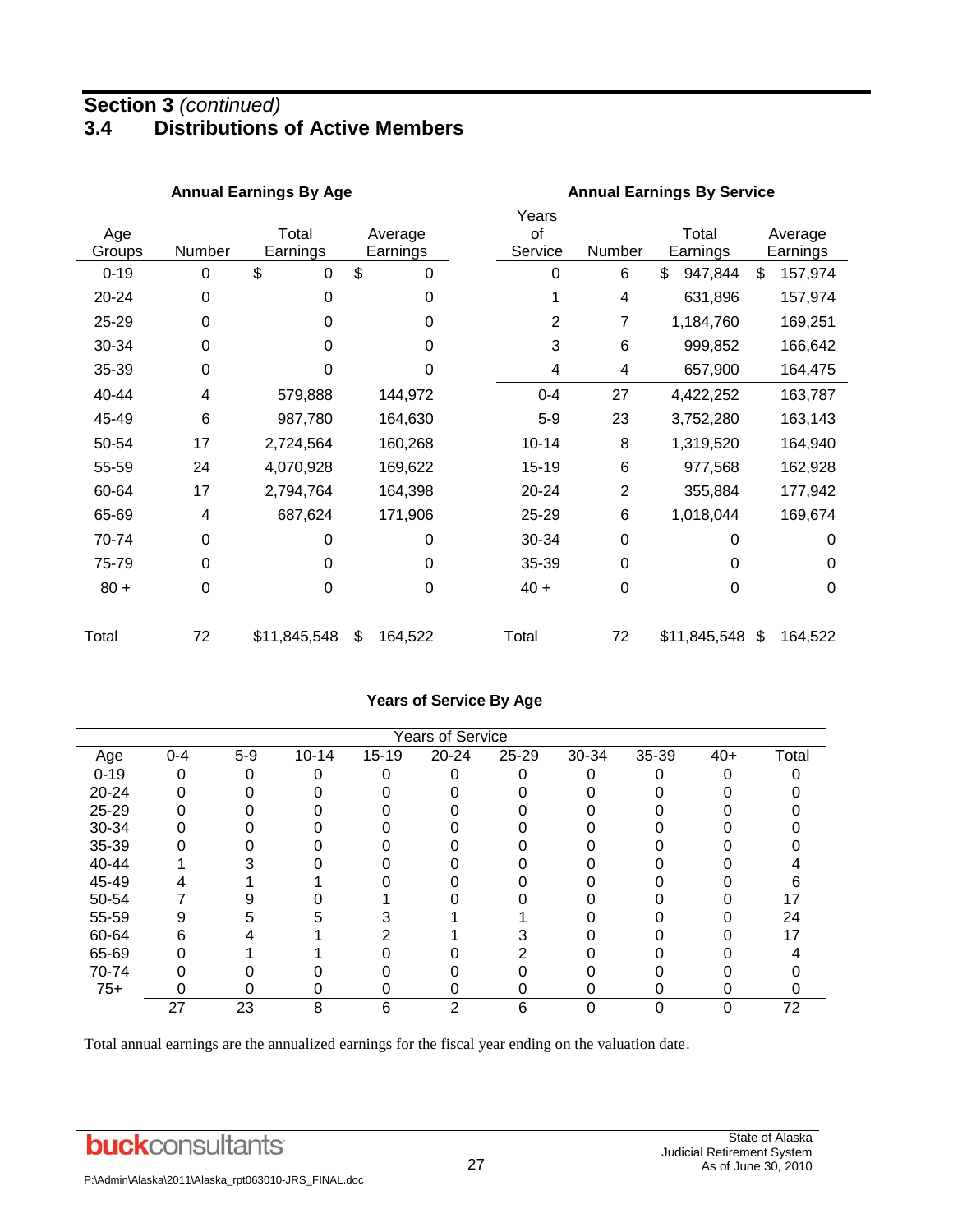## Section 3 *(continued)*

## 3.4 Distributions of Active Members

**Annual Earnings By Age**

| Age Groups | Number | Total Earnings | Average Earnings |
|---|---|---|---|
| 0-19 | 0 | $ 0 | $ 0 |
| 20-24 | 0 | 0 | 0 |
| 25-29 | 0 | 0 | 0 |
| 30-34 | 0 | 0 | 0 |
| 35-39 | 0 | 0 | 0 |
| 40-44 | 4 | 579,888 | 144,972 |
| 45-49 | 6 | 987,780 | 164,630 |
| 50-54 | 17 | 2,724,564 | 160,268 |
| 55-59 | 24 | 4,070,928 | 169,622 |
| 60-64 | 17 | 2,794,764 | 164,398 |
| 65-69 | 4 | 687,624 | 171,906 |
| 70-74 | 0 | 0 | 0 |
| 75-79 | 0 | 0 | 0 |
| 80 + | 0 | 0 | 0 |
| Total | 72 | $11,845,548 | $ 164,522 |

**Annual Earnings By Service**

| Years of Service | Number | Total Earnings | Average Earnings |
|---|---|---|---|
| 0 | 6 | $ 947,844 | $ 157,974 |
| 1 | 4 | 631,896 | 157,974 |
| 2 | 7 | 1,184,760 | 169,251 |
| 3 | 6 | 999,852 | 166,642 |
| 4 | 4 | 657,900 | 164,475 |
| 0-4 | 27 | 4,422,252 | 163,787 |
| 5-9 | 23 | 3,752,280 | 163,143 |
| 10-14 | 8 | 1,319,520 | 164,940 |
| 15-19 | 6 | 977,568 | 162,928 |
| 20-24 | 2 | 355,884 | 177,942 |
| 25-29 | 6 | 1,018,044 | 169,674 |
| 30-34 | 0 | 0 | 0 |
| 35-39 | 0 | 0 | 0 |
| 40 + | 0 | 0 | 0 |
| Total | 72 | $11,845,548 | $ 164,522 |

**Years of Service By Age**

| Age | 0-4 | 5-9 | 10-14 | 15-19 | 20-24 | 25-29 | 30-34 | 35-39 | 40+ | Total |
|---|---|---|---|---|---|---|---|---|---|---|
| 0-19 | 0 | 0 | 0 | 0 | 0 | 0 | 0 | 0 | 0 | 0 |
| 20-24 | 0 | 0 | 0 | 0 | 0 | 0 | 0 | 0 | 0 | 0 |
| 25-29 | 0 | 0 | 0 | 0 | 0 | 0 | 0 | 0 | 0 | 0 |
| 30-34 | 0 | 0 | 0 | 0 | 0 | 0 | 0 | 0 | 0 | 0 |
| 35-39 | 0 | 0 | 0 | 0 | 0 | 0 | 0 | 0 | 0 | 0 |
| 40-44 | 1 | 3 | 0 | 0 | 0 | 0 | 0 | 0 | 0 | 4 |
| 45-49 | 4 | 1 | 1 | 0 | 0 | 0 | 0 | 0 | 0 | 6 |
| 50-54 | 7 | 9 | 0 | 1 | 0 | 0 | 0 | 0 | 0 | 17 |
| 55-59 | 9 | 5 | 5 | 3 | 1 | 1 | 0 | 0 | 0 | 24 |
| 60-64 | 6 | 4 | 1 | 2 | 1 | 3 | 0 | 0 | 0 | 17 |
| 65-69 | 0 | 1 | 1 | 0 | 0 | 2 | 0 | 0 | 0 | 4 |
| 70-74 | 0 | 0 | 0 | 0 | 0 | 0 | 0 | 0 | 0 | 0 |
| 75+ | 0 | 0 | 0 | 0 | 0 | 0 | 0 | 0 | 0 | 0 |
| | 27 | 23 | 8 | 6 | 2 | 6 | 0 | 0 | 0 | 72 |

Total annual earnings are the annualized earnings for the fiscal year ending on the valuation date.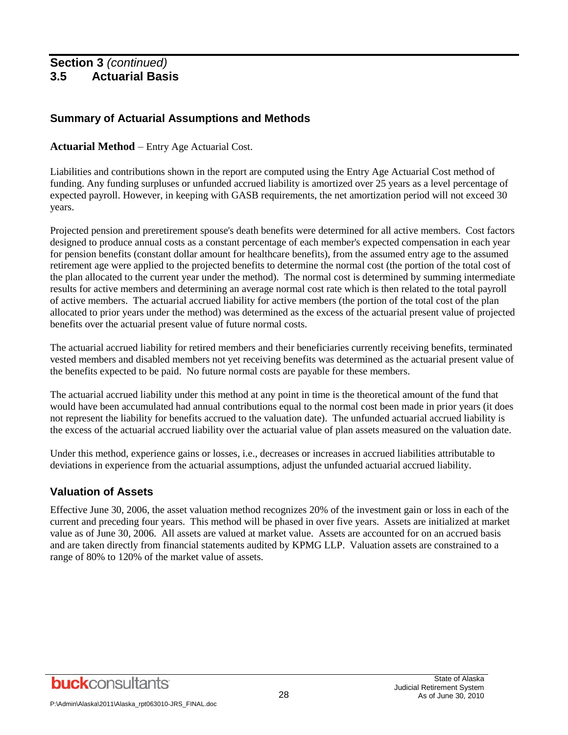## Section 3 *(continued)*
## 3.5 Actuarial Basis

### Summary of Actuarial Assumptions and Methods

**Actuarial Method** – Entry Age Actuarial Cost.

Liabilities and contributions shown in the report are computed using the Entry Age Actuarial Cost method of funding. Any funding surpluses or unfunded accrued liability is amortized over 25 years as a level percentage of expected payroll. However, in keeping with GASB requirements, the net amortization period will not exceed 30 years.

Projected pension and preretirement spouse's death benefits were determined for all active members. Cost factors designed to produce annual costs as a constant percentage of each member's expected compensation in each year for pension benefits (constant dollar amount for healthcare benefits), from the assumed entry age to the assumed retirement age were applied to the projected benefits to determine the normal cost (the portion of the total cost of the plan allocated to the current year under the method). The normal cost is determined by summing intermediate results for active members and determining an average normal cost rate which is then related to the total payroll of active members. The actuarial accrued liability for active members (the portion of the total cost of the plan allocated to prior years under the method) was determined as the excess of the actuarial present value of projected benefits over the actuarial present value of future normal costs.

The actuarial accrued liability for retired members and their beneficiaries currently receiving benefits, terminated vested members and disabled members not yet receiving benefits was determined as the actuarial present value of the benefits expected to be paid. No future normal costs are payable for these members.

The actuarial accrued liability under this method at any point in time is the theoretical amount of the fund that would have been accumulated had annual contributions equal to the normal cost been made in prior years (it does not represent the liability for benefits accrued to the valuation date). The unfunded actuarial accrued liability is the excess of the actuarial accrued liability over the actuarial value of plan assets measured on the valuation date.

Under this method, experience gains or losses, i.e., decreases or increases in accrued liabilities attributable to deviations in experience from the actuarial assumptions, adjust the unfunded actuarial accrued liability.

### Valuation of Assets

Effective June 30, 2006, the asset valuation method recognizes 20% of the investment gain or loss in each of the current and preceding four years. This method will be phased in over five years. Assets are initialized at market value as of June 30, 2006. All assets are valued at market value. Assets are accounted for on an accrued basis and are taken directly from financial statements audited by KPMG LLP. Valuation assets are constrained to a range of 80% to 120% of the market value of assets.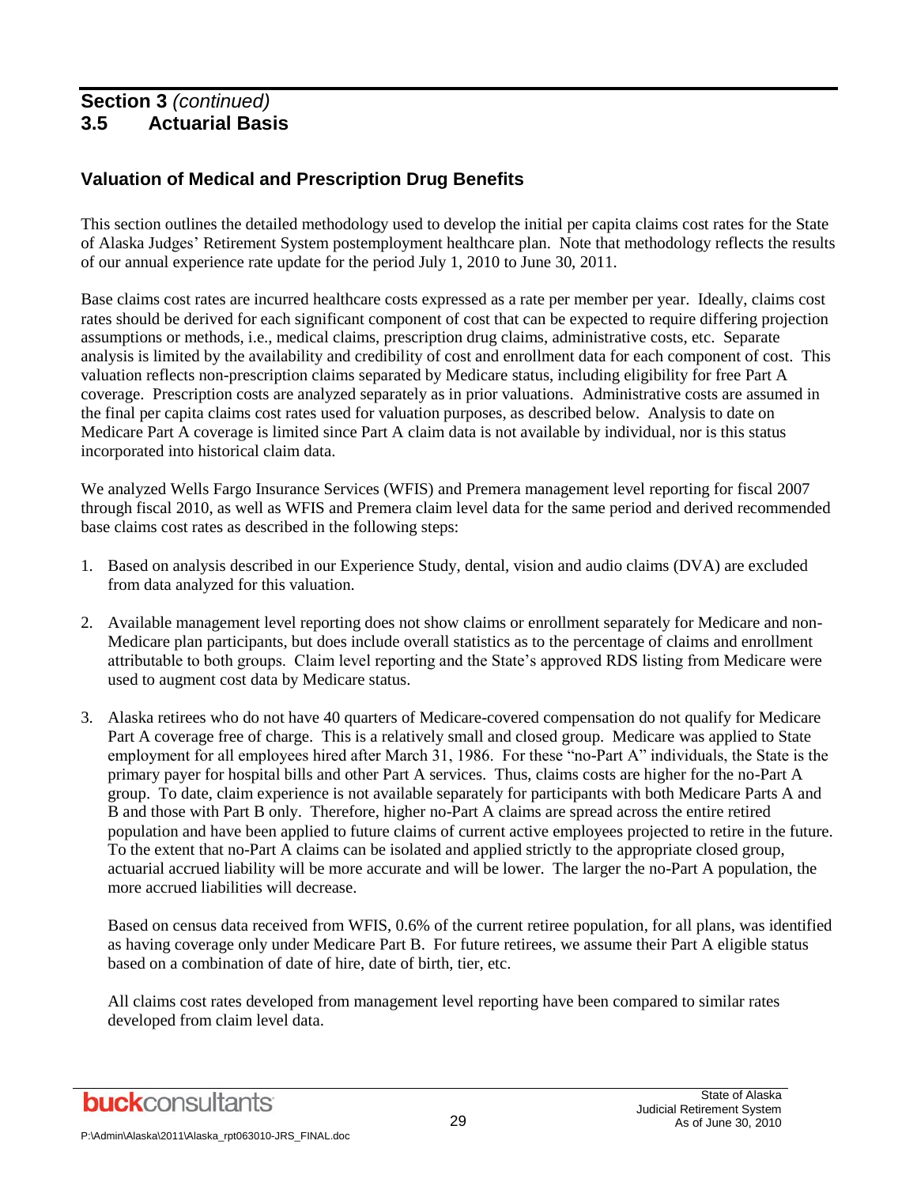## Section 3 *(continued)*
## 3.5 Actuarial Basis

### Valuation of Medical and Prescription Drug Benefits

This section outlines the detailed methodology used to develop the initial per capita claims cost rates for the State of Alaska Judges' Retirement System postemployment healthcare plan. Note that methodology reflects the results of our annual experience rate update for the period July 1, 2010 to June 30, 2011.

Base claims cost rates are incurred healthcare costs expressed as a rate per member per year. Ideally, claims cost rates should be derived for each significant component of cost that can be expected to require differing projection assumptions or methods, i.e., medical claims, prescription drug claims, administrative costs, etc. Separate analysis is limited by the availability and credibility of cost and enrollment data for each component of cost. This valuation reflects non-prescription claims separated by Medicare status, including eligibility for free Part A coverage. Prescription costs are analyzed separately as in prior valuations. Administrative costs are assumed in the final per capita claims cost rates used for valuation purposes, as described below. Analysis to date on Medicare Part A coverage is limited since Part A claim data is not available by individual, nor is this status incorporated into historical claim data.

We analyzed Wells Fargo Insurance Services (WFIS) and Premera management level reporting for fiscal 2007 through fiscal 2010, as well as WFIS and Premera claim level data for the same period and derived recommended base claims cost rates as described in the following steps:

1. Based on analysis described in our Experience Study, dental, vision and audio claims (DVA) are excluded from data analyzed for this valuation.
2. Available management level reporting does not show claims or enrollment separately for Medicare and non-Medicare plan participants, but does include overall statistics as to the percentage of claims and enrollment attributable to both groups. Claim level reporting and the State's approved RDS listing from Medicare were used to augment cost data by Medicare status.
3. Alaska retirees who do not have 40 quarters of Medicare-covered compensation do not qualify for Medicare Part A coverage free of charge. This is a relatively small and closed group. Medicare was applied to State employment for all employees hired after March 31, 1986. For these "no-Part A" individuals, the State is the primary payer for hospital bills and other Part A services. Thus, claims costs are higher for the no-Part A group. To date, claim experience is not available separately for participants with both Medicare Parts A and B and those with Part B only. Therefore, higher no-Part A claims are spread across the entire retired population and have been applied to future claims of current active employees projected to retire in the future. To the extent that no-Part A claims can be isolated and applied strictly to the appropriate closed group, actuarial accrued liability will be more accurate and will be lower. The larger the no-Part A population, the more accrued liabilities will decrease.

   Based on census data received from WFIS, 0.6% of the current retiree population, for all plans, was identified as having coverage only under Medicare Part B. For future retirees, we assume their Part A eligible status based on a combination of date of hire, date of birth, tier, etc.

   All claims cost rates developed from management level reporting have been compared to similar rates developed from claim level data.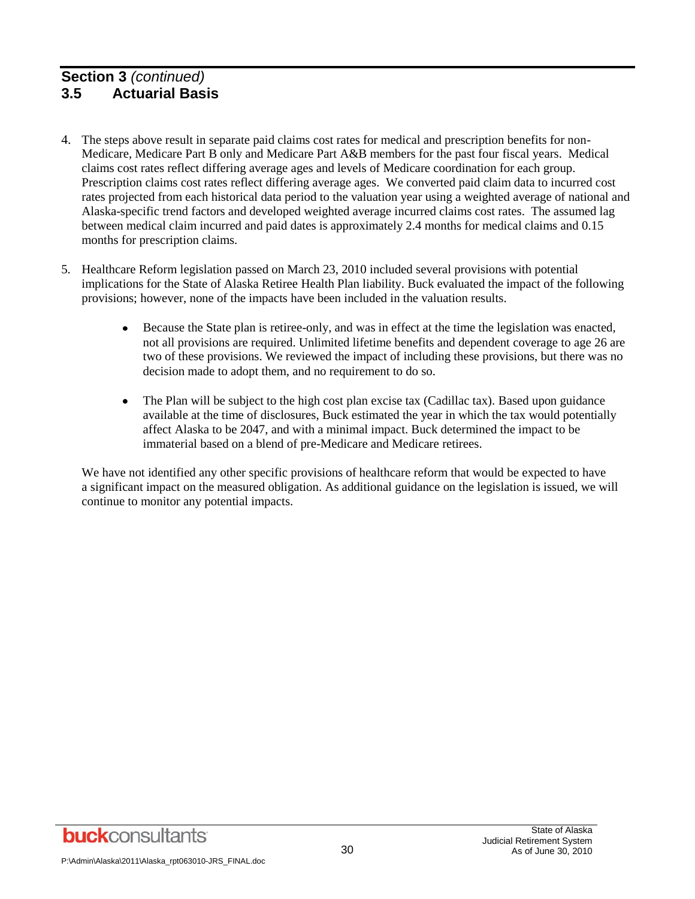## Section 3 *(continued)*

## 3.5 Actuarial Basis

4. The steps above result in separate paid claims cost rates for medical and prescription benefits for non-Medicare, Medicare Part B only and Medicare Part A&B members for the past four fiscal years. Medical claims cost rates reflect differing average ages and levels of Medicare coordination for each group. Prescription claims cost rates reflect differing average ages. We converted paid claim data to incurred cost rates projected from each historical data period to the valuation year using a weighted average of national and Alaska-specific trend factors and developed weighted average incurred claims cost rates. The assumed lag between medical claim incurred and paid dates is approximately 2.4 months for medical claims and 0.15 months for prescription claims.

5. Healthcare Reform legislation passed on March 23, 2010 included several provisions with potential implications for the State of Alaska Retiree Health Plan liability. Buck evaluated the impact of the following provisions; however, none of the impacts have been included in the valuation results.

   - Because the State plan is retiree-only, and was in effect at the time the legislation was enacted, not all provisions are required. Unlimited lifetime benefits and dependent coverage to age 26 are two of these provisions. We reviewed the impact of including these provisions, but there was no decision made to adopt them, and no requirement to do so.

   - The Plan will be subject to the high cost plan excise tax (Cadillac tax). Based upon guidance available at the time of disclosures, Buck estimated the year in which the tax would potentially affect Alaska to be 2047, and with a minimal impact. Buck determined the impact to be immaterial based on a blend of pre-Medicare and Medicare retirees.

   We have not identified any other specific provisions of healthcare reform that would be expected to have a significant impact on the measured obligation. As additional guidance on the legislation is issued, we will continue to monitor any potential impacts.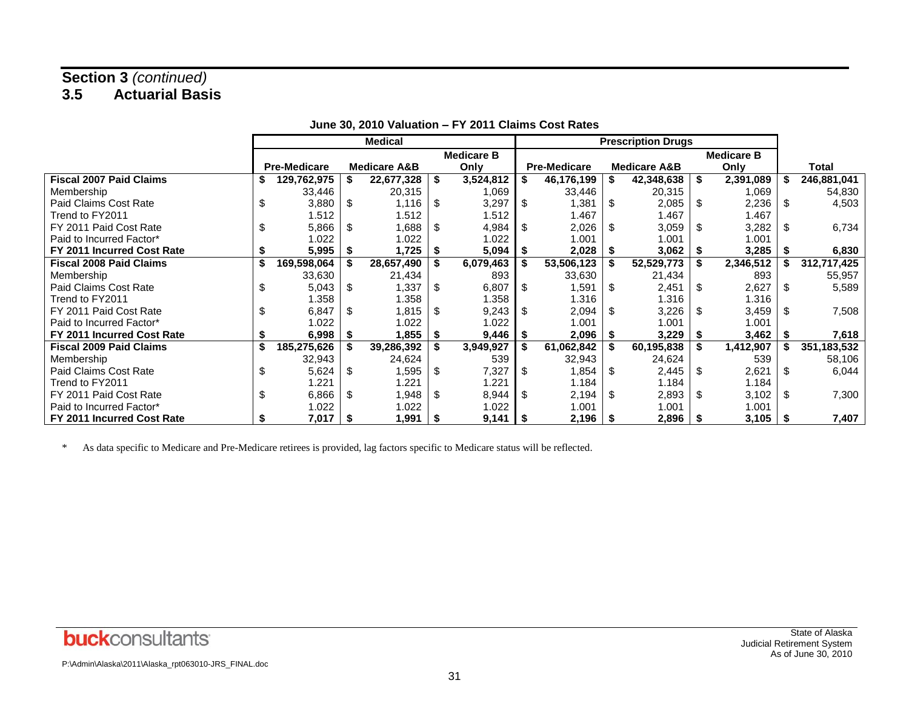## Section 3 *(continued)*

## 3.5 Actuarial Basis

**June 30, 2010 Valuation – FY 2011 Claims Cost Rates**

| | Medical | | | Prescription Drugs | | | |
|---|---|---|---|---|---|---|---|
| | Pre-Medicare | Medicare A&B | Medicare B Only | Pre-Medicare | Medicare A&B | Medicare B Only | Total |
| **Fiscal 2007 Paid Claims** | **$ 129,762,975** | **$ 22,677,328** | **$ 3,524,812** | **$ 46,176,199** | **$ 42,348,638** | **$ 2,391,089** | **$ 246,881,041** |
| Membership | 33,446 | 20,315 | 1,069 | 33,446 | 20,315 | 1,069 | 54,830 |
| Paid Claims Cost Rate | $ 3,880 | $ 1,116 | $ 3,297 | $ 1,381 | $ 2,085 | $ 2,236 | $ 4,503 |
| Trend to FY2011 | 1.512 | 1.512 | 1.512 | 1.467 | 1.467 | 1.467 | |
| FY 2011 Paid Cost Rate | $ 5,866 | $ 1,688 | $ 4,984 | $ 2,026 | $ 3,059 | $ 3,282 | $ 6,734 |
| Paid to Incurred Factor* | 1.022 | 1.022 | 1.022 | 1.001 | 1.001 | 1.001 | |
| **FY 2011 Incurred Cost Rate** | **$ 5,995** | **$ 1,725** | **$ 5,094** | **$ 2,028** | **$ 3,062** | **$ 3,285** | **$ 6,830** |
| **Fiscal 2008 Paid Claims** | **$ 169,598,064** | **$ 28,657,490** | **$ 6,079,463** | **$ 53,506,123** | **$ 52,529,773** | **$ 2,346,512** | **$ 312,717,425** |
| Membership | 33,630 | 21,434 | 893 | 33,630 | 21,434 | 893 | 55,957 |
| Paid Claims Cost Rate | $ 5,043 | $ 1,337 | $ 6,807 | $ 1,591 | $ 2,451 | $ 2,627 | $ 5,589 |
| Trend to FY2011 | 1.358 | 1.358 | 1.358 | 1.316 | 1.316 | 1.316 | |
| FY 2011 Paid Cost Rate | $ 6,847 | $ 1,815 | $ 9,243 | $ 2,094 | $ 3,226 | $ 3,459 | $ 7,508 |
| Paid to Incurred Factor* | 1.022 | 1.022 | 1.022 | 1.001 | 1.001 | 1.001 | |
| **FY 2011 Incurred Cost Rate** | **$ 6,998** | **$ 1,855** | **$ 9,446** | **$ 2,096** | **$ 3,229** | **$ 3,462** | **$ 7,618** |
| **Fiscal 2009 Paid Claims** | **$ 185,275,626** | **$ 39,286,392** | **$ 3,949,927** | **$ 61,062,842** | **$ 60,195,838** | **$ 1,412,907** | **$ 351,183,532** |
| Membership | 32,943 | 24,624 | 539 | 32,943 | 24,624 | 539 | 58,106 |
| Paid Claims Cost Rate | $ 5,624 | $ 1,595 | $ 7,327 | $ 1,854 | $ 2,445 | $ 2,621 | $ 6,044 |
| Trend to FY2011 | 1.221 | 1.221 | 1.221 | 1.184 | 1.184 | 1.184 | |
| FY 2011 Paid Cost Rate | $ 6,866 | $ 1,948 | $ 8,944 | $ 2,194 | $ 2,893 | $ 3,102 | $ 7,300 |
| Paid to Incurred Factor* | 1.022 | 1.022 | 1.022 | 1.001 | 1.001 | 1.001 | |
| **FY 2011 Incurred Cost Rate** | **$ 7,017** | **$ 1,991** | **$ 9,141** | **$ 2,196** | **$ 2,896** | **$ 3,105** | **$ 7,407** |

* As data specific to Medicare and Pre-Medicare retirees is provided, lag factors specific to Medicare status will be reflected.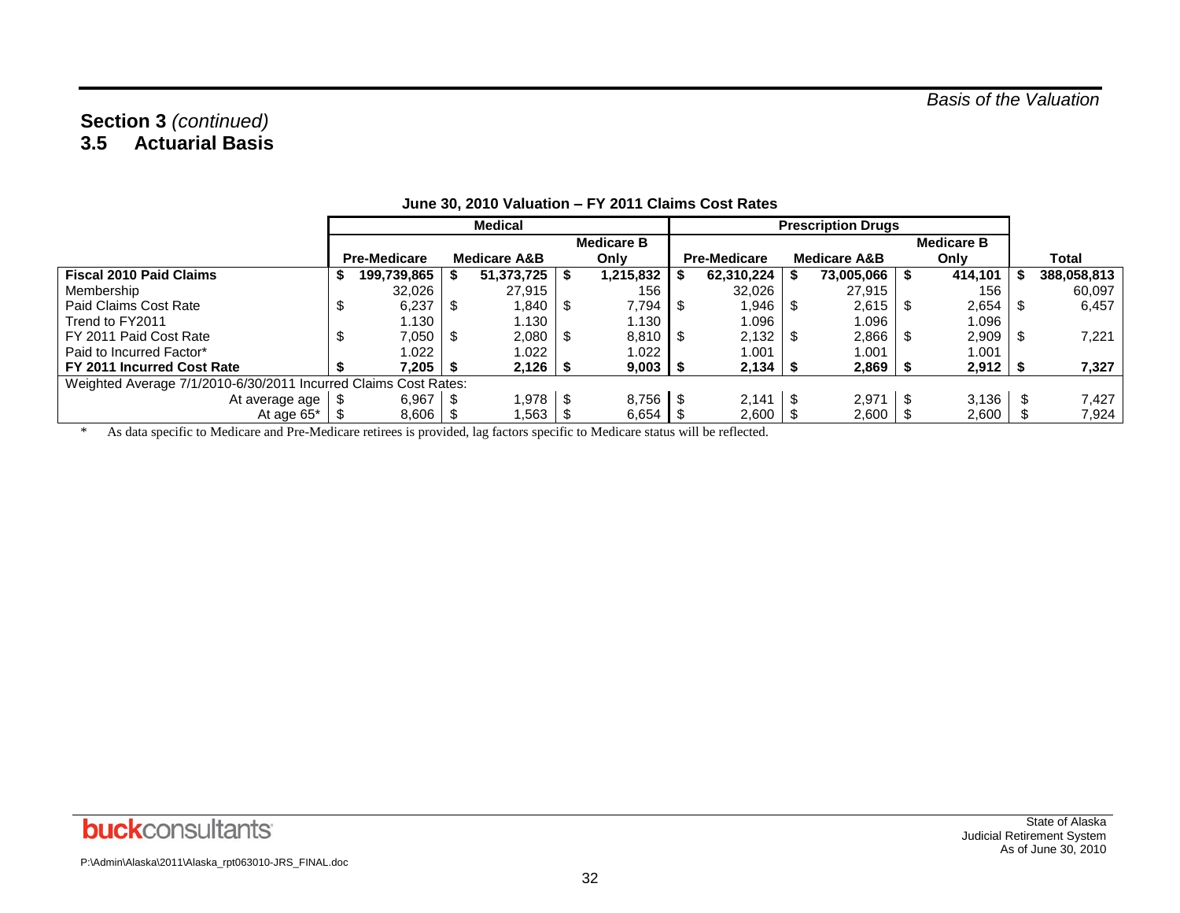## Section 3 *(continued)*

### 3.5 Actuarial Basis

**June 30, 2010 Valuation – FY 2011 Claims Cost Rates**

| | Medical | | | Prescription Drugs | | | |
|---|---|---|---|---|---|---|---|
| | **Pre-Medicare** | **Medicare A&B** | **Medicare B Only** | **Pre-Medicare** | **Medicare A&B** | **Medicare B Only** | **Total** |
| **Fiscal 2010 Paid Claims** | **$ 199,739,865** | **$ 51,373,725** | **$ 1,215,832** | **$ 62,310,224** | **$ 73,005,066** | **$ 414,101** | **$ 388,058,813** |
| Membership | 32,026 | 27,915 | 156 | 32,026 | 27,915 | 156 | 60,097 |
| Paid Claims Cost Rate | $ 6,237 | $ 1,840 | $ 7,794 | $ 1,946 | $ 2,615 | $ 2,654 | $ 6,457 |
| Trend to FY2011 | 1.130 | 1.130 | 1.130 | 1.096 | 1.096 | 1.096 | |
| FY 2011 Paid Cost Rate | $ 7,050 | $ 2,080 | $ 8,810 | $ 2,132 | $ 2,866 | $ 2,909 | $ 7,221 |
| Paid to Incurred Factor* | 1.022 | 1.022 | 1.022 | 1.001 | 1.001 | 1.001 | |
| **FY 2011 Incurred Cost Rate** | **$ 7,205** | **$ 2,126** | **$ 9,003** | **$ 2,134** | **$ 2,869** | **$ 2,912** | **$ 7,327** |
| Weighted Average 7/1/2010-6/30/2011 Incurred Claims Cost Rates: | | | | | | | |
| At average age | $ 6,967 | $ 1,978 | $ 8,756 | $ 2,141 | $ 2,971 | $ 3,136 | $ 7,427 |
| At age 65* | $ 8,606 | $ 1,563 | $ 6,654 | $ 2,600 | $ 2,600 | $ 2,600 | $ 7,924 |

\* As data specific to Medicare and Pre-Medicare retirees is provided, lag factors specific to Medicare status will be reflected.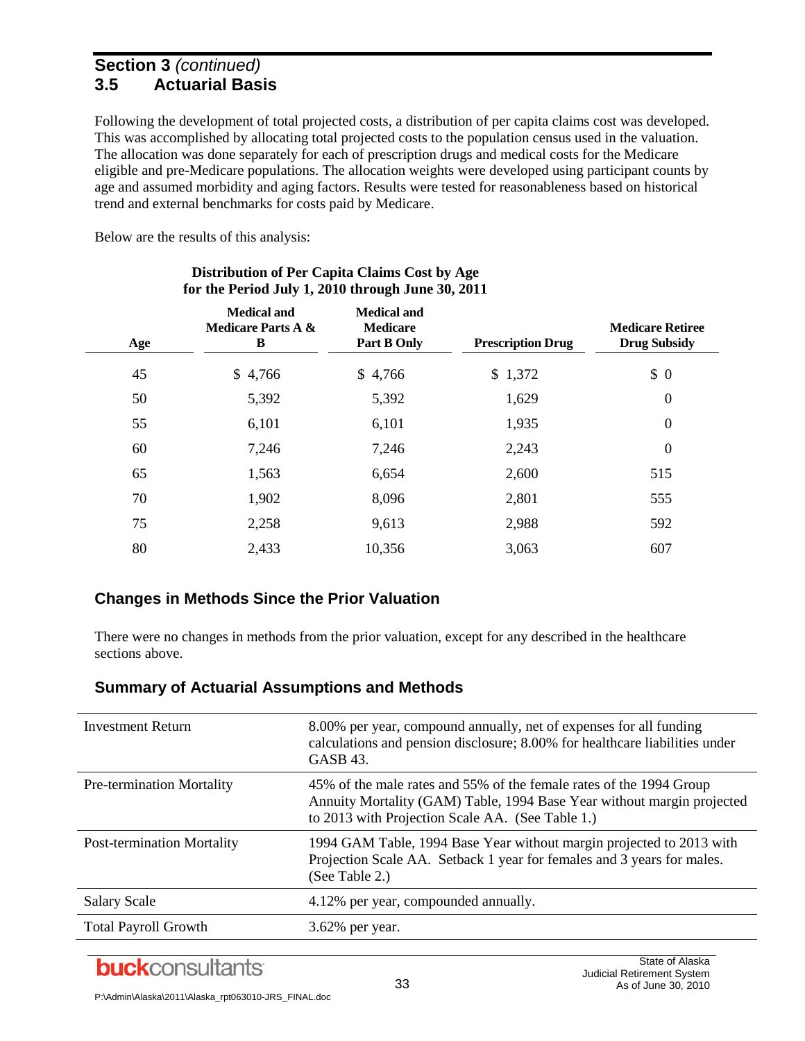## Section 3 *(continued)*
## 3.5 Actuarial Basis

Following the development of total projected costs, a distribution of per capita claims cost was developed. This was accomplished by allocating total projected costs to the population census used in the valuation. The allocation was done separately for each of prescription drugs and medical costs for the Medicare eligible and pre-Medicare populations. The allocation weights were developed using participant counts by age and assumed morbidity and aging factors. Results were tested for reasonableness based on historical trend and external benchmarks for costs paid by Medicare.

Below are the results of this analysis:

**Distribution of Per Capita Claims Cost by Age for the Period July 1, 2010 through June 30, 2011**

| Age | Medical and Medicare Parts A & B | Medical and Medicare Part B Only | Prescription Drug | Medicare Retiree Drug Subsidy |
|---|---|---|---|---|
| 45 | $ 4,766 | $ 4,766 | $ 1,372 | $ 0 |
| 50 | 5,392 | 5,392 | 1,629 | 0 |
| 55 | 6,101 | 6,101 | 1,935 | 0 |
| 60 | 7,246 | 7,246 | 2,243 | 0 |
| 65 | 1,563 | 6,654 | 2,600 | 515 |
| 70 | 1,902 | 8,096 | 2,801 | 555 |
| 75 | 2,258 | 9,613 | 2,988 | 592 |
| 80 | 2,433 | 10,356 | 3,063 | 607 |

### Changes in Methods Since the Prior Valuation

There were no changes in methods from the prior valuation, except for any described in the healthcare sections above.

### Summary of Actuarial Assumptions and Methods

| | |
|---|---|
| Investment Return | 8.00% per year, compound annually, net of expenses for all funding calculations and pension disclosure; 8.00% for healthcare liabilities under GASB 43. |
| Pre-termination Mortality | 45% of the male rates and 55% of the female rates of the 1994 Group Annuity Mortality (GAM) Table, 1994 Base Year without margin projected to 2013 with Projection Scale AA. (See Table 1.) |
| Post-termination Mortality | 1994 GAM Table, 1994 Base Year without margin projected to 2013 with Projection Scale AA. Setback 1 year for females and 3 years for males. (See Table 2.) |
| Salary Scale | 4.12% per year, compounded annually. |
| Total Payroll Growth | 3.62% per year. |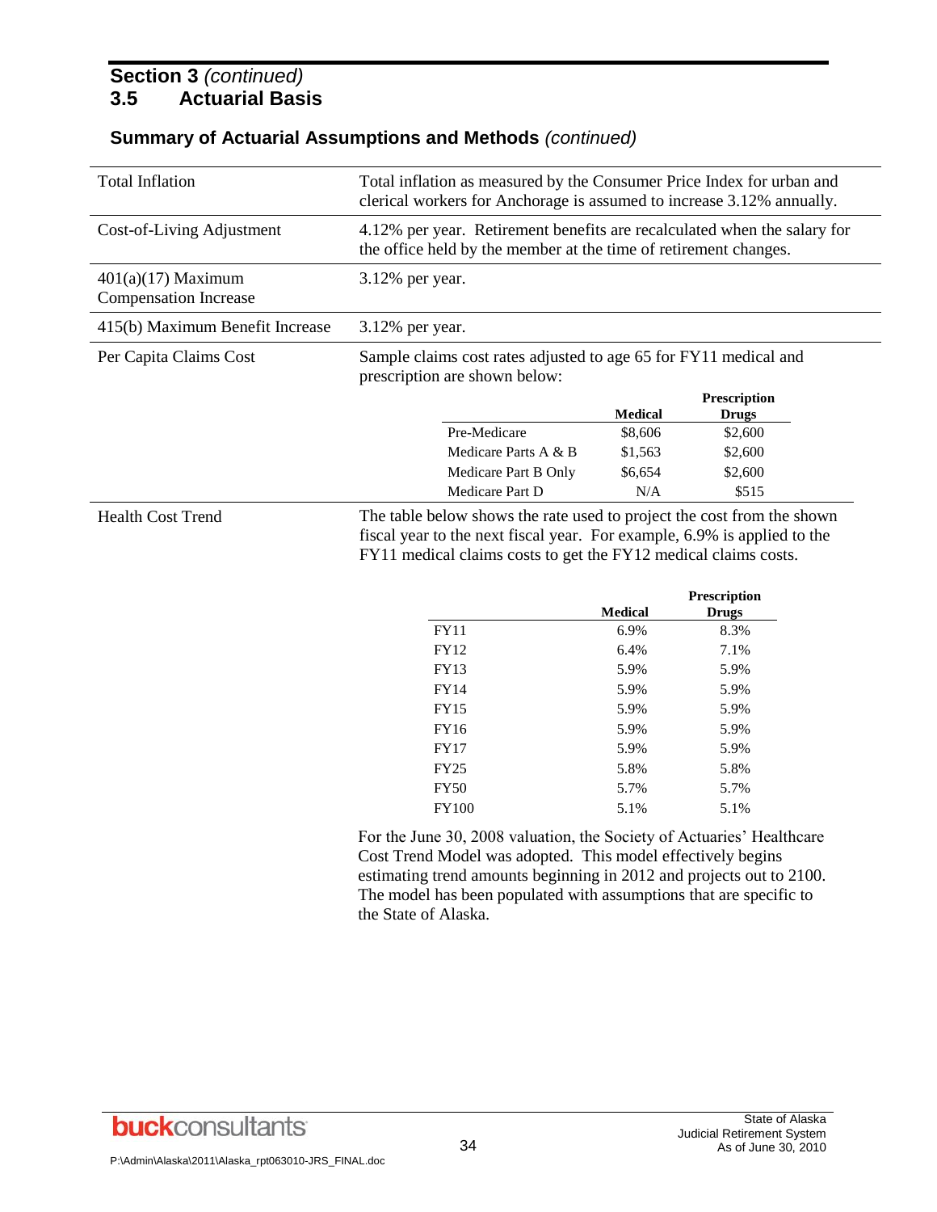## Section 3 *(continued)*
## 3.5 Actuarial Basis

### Summary of Actuarial Assumptions and Methods *(continued)*

| | |
|---|---|
| Total Inflation | Total inflation as measured by the Consumer Price Index for urban and clerical workers for Anchorage is assumed to increase 3.12% annually. |
| Cost-of-Living Adjustment | 4.12% per year. Retirement benefits are recalculated when the salary for the office held by the member at the time of retirement changes. |
| 401(a)(17) Maximum Compensation Increase | 3.12% per year. |
| 415(b) Maximum Benefit Increase | 3.12% per year. |
| Per Capita Claims Cost | Sample claims cost rates adjusted to age 65 for FY11 medical and prescription are shown below: |

| | Medical | Prescription Drugs |
|---|---|---|
| Pre-Medicare | $8,606 | $2,600 |
| Medicare Parts A & B | $1,563 | $2,600 |
| Medicare Part B Only | $6,654 | $2,600 |
| Medicare Part D | N/A | $515 |

**Health Cost Trend**

The table below shows the rate used to project the cost from the shown fiscal year to the next fiscal year. For example, 6.9% is applied to the FY11 medical claims costs to get the FY12 medical claims costs.

| | Medical | Prescription Drugs |
|---|---|---|
| FY11 | 6.9% | 8.3% |
| FY12 | 6.4% | 7.1% |
| FY13 | 5.9% | 5.9% |
| FY14 | 5.9% | 5.9% |
| FY15 | 5.9% | 5.9% |
| FY16 | 5.9% | 5.9% |
| FY17 | 5.9% | 5.9% |
| FY25 | 5.8% | 5.8% |
| FY50 | 5.7% | 5.7% |
| FY100 | 5.1% | 5.1% |

For the June 30, 2008 valuation, the Society of Actuaries' Healthcare Cost Trend Model was adopted. This model effectively begins estimating trend amounts beginning in 2012 and projects out to 2100. The model has been populated with assumptions that are specific to the State of Alaska.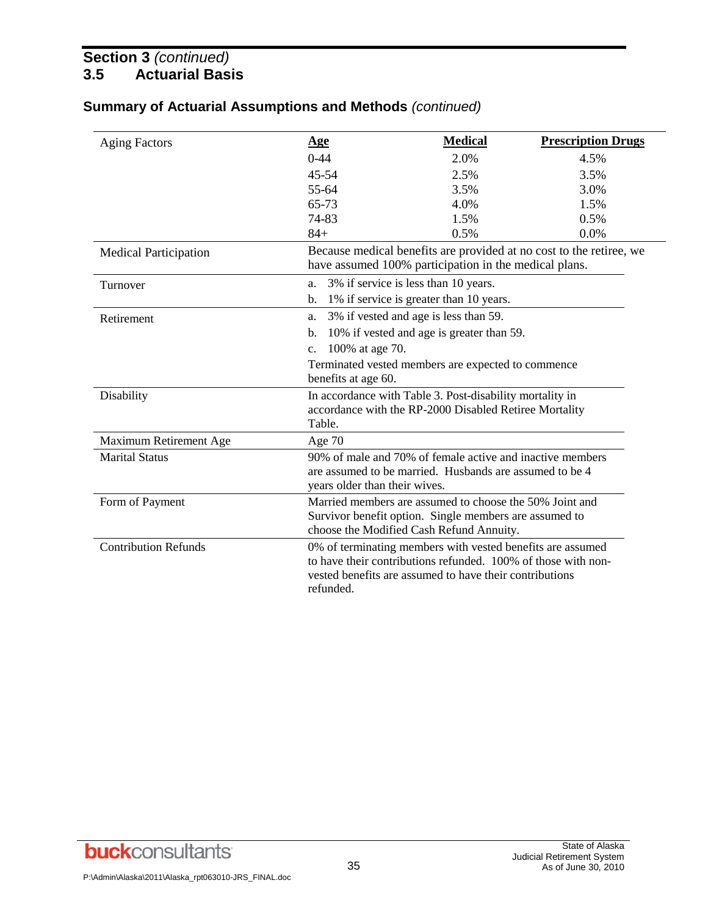## Section 3 *(continued)*

## 3.5 Actuarial Basis

### Summary of Actuarial Assumptions and Methods *(continued)*

| | | | |
|---|---|---|---|
| Aging Factors | **Age** | **Medical** | **Prescription Drugs** |
| | 0-44 | 2.0% | 4.5% |
| | 45-54 | 2.5% | 3.5% |
| | 55-64 | 3.5% | 3.0% |
| | 65-73 | 4.0% | 1.5% |
| | 74-83 | 1.5% | 0.5% |
| | 84+ | 0.5% | 0.0% |

| | |
|---|---|
| Medical Participation | Because medical benefits are provided at no cost to the retiree, we have assumed 100% participation in the medical plans. |
| Turnover | a. 3% if service is less than 10 years.<br>b. 1% if service is greater than 10 years. |
| Retirement | a. 3% if vested and age is less than 59.<br>b. 10% if vested and age is greater than 59.<br>c. 100% at age 70.<br>Terminated vested members are expected to commence benefits at age 60. |
| Disability | In accordance with Table 3. Post-disability mortality in accordance with the RP-2000 Disabled Retiree Mortality Table. |
| Maximum Retirement Age | Age 70 |
| Marital Status | 90% of male and 70% of female active and inactive members are assumed to be married. Husbands are assumed to be 4 years older than their wives. |
| Form of Payment | Married members are assumed to choose the 50% Joint and Survivor benefit option. Single members are assumed to choose the Modified Cash Refund Annuity. |
| Contribution Refunds | 0% of terminating members with vested benefits are assumed to have their contributions refunded. 100% of those with non-vested benefits are assumed to have their contributions refunded. |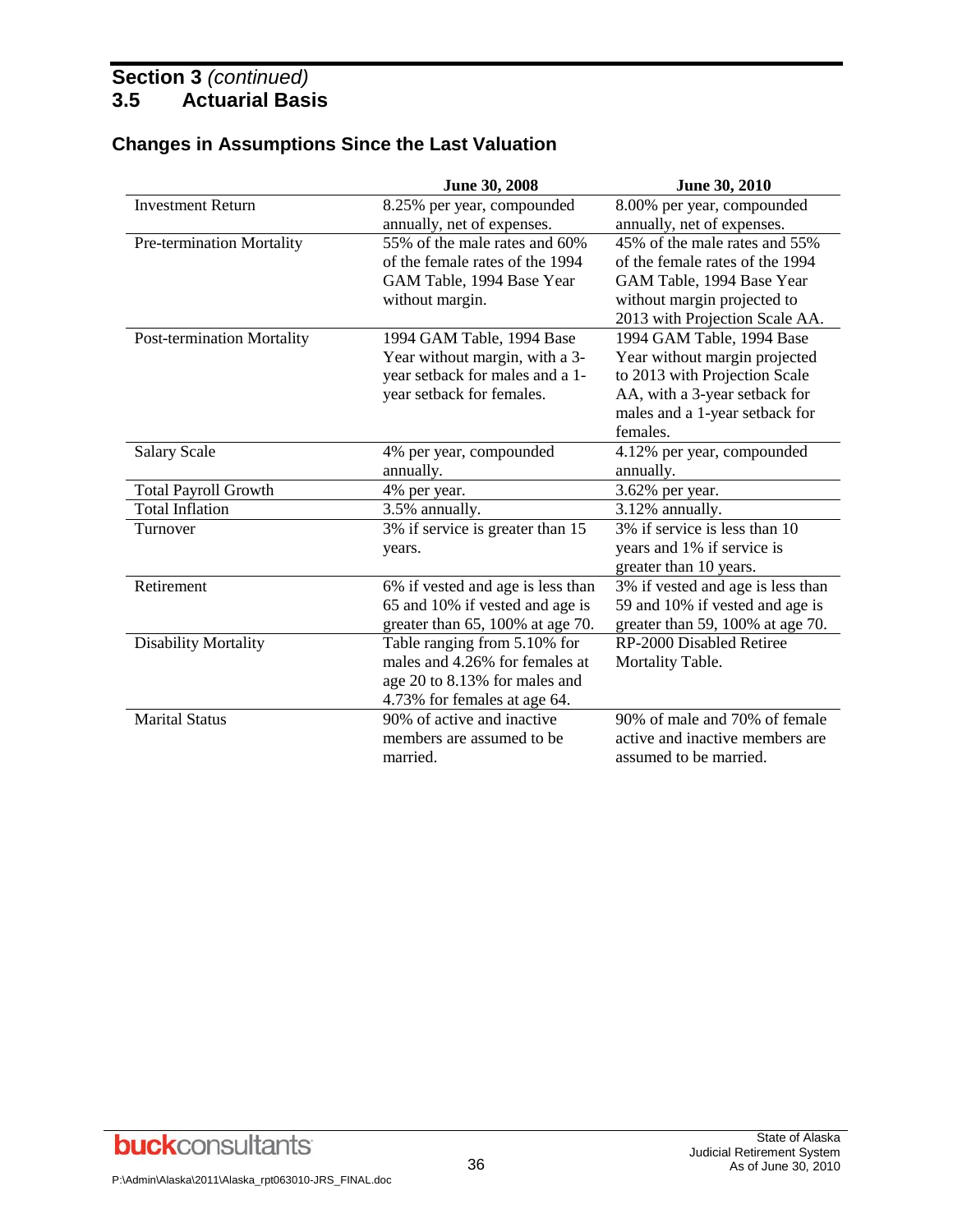## Section 3 *(continued)*
## 3.5 Actuarial Basis

### Changes in Assumptions Since the Last Valuation

| | June 30, 2008 | June 30, 2010 |
|---|---|---|
| Investment Return | 8.25% per year, compounded annually, net of expenses. | 8.00% per year, compounded annually, net of expenses. |
| Pre-termination Mortality | 55% of the male rates and 60% of the female rates of the 1994 GAM Table, 1994 Base Year without margin. | 45% of the male rates and 55% of the female rates of the 1994 GAM Table, 1994 Base Year without margin projected to 2013 with Projection Scale AA. |
| Post-termination Mortality | 1994 GAM Table, 1994 Base Year without margin, with a 3-year setback for males and a 1-year setback for females. | 1994 GAM Table, 1994 Base Year without margin projected to 2013 with Projection Scale AA, with a 3-year setback for males and a 1-year setback for females. |
| Salary Scale | 4% per year, compounded annually. | 4.12% per year, compounded annually. |
| Total Payroll Growth | 4% per year. | 3.62% per year. |
| Total Inflation | 3.5% annually. | 3.12% annually. |
| Turnover | 3% if service is greater than 15 years. | 3% if service is less than 10 years and 1% if service is greater than 10 years. |
| Retirement | 6% if vested and age is less than 65 and 10% if vested and age is greater than 65, 100% at age 70. | 3% if vested and age is less than 59 and 10% if vested and age is greater than 59, 100% at age 70. |
| Disability Mortality | Table ranging from 5.10% for males and 4.26% for females at age 20 to 8.13% for males and 4.73% for females at age 64. | RP-2000 Disabled Retiree Mortality Table. |
| Marital Status | 90% of active and inactive members are assumed to be married. | 90% of male and 70% of female active and inactive members are assumed to be married. |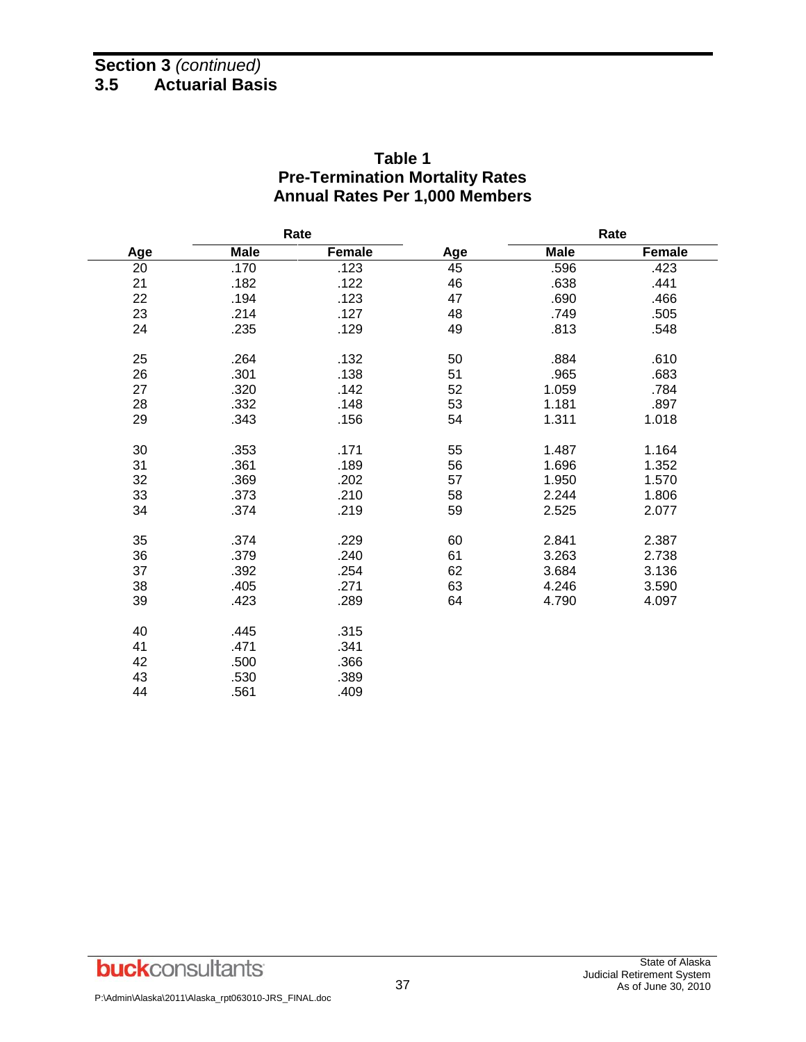## Section 3 *(continued)*

### 3.5 Actuarial Basis

**Table 1**
**Pre-Termination Mortality Rates**
**Annual Rates Per 1,000 Members**

| | Rate | | | Rate | |
|---|---|---|---|---|---|
| **Age** | **Male** | **Female** | **Age** | **Male** | **Female** |
| 20 | .170 | .123 | 45 | .596 | .423 |
| 21 | .182 | .122 | 46 | .638 | .441 |
| 22 | .194 | .123 | 47 | .690 | .466 |
| 23 | .214 | .127 | 48 | .749 | .505 |
| 24 | .235 | .129 | 49 | .813 | .548 |
| 25 | .264 | .132 | 50 | .884 | .610 |
| 26 | .301 | .138 | 51 | .965 | .683 |
| 27 | .320 | .142 | 52 | 1.059 | .784 |
| 28 | .332 | .148 | 53 | 1.181 | .897 |
| 29 | .343 | .156 | 54 | 1.311 | 1.018 |
| 30 | .353 | .171 | 55 | 1.487 | 1.164 |
| 31 | .361 | .189 | 56 | 1.696 | 1.352 |
| 32 | .369 | .202 | 57 | 1.950 | 1.570 |
| 33 | .373 | .210 | 58 | 2.244 | 1.806 |
| 34 | .374 | .219 | 59 | 2.525 | 2.077 |
| 35 | .374 | .229 | 60 | 2.841 | 2.387 |
| 36 | .379 | .240 | 61 | 3.263 | 2.738 |
| 37 | .392 | .254 | 62 | 3.684 | 3.136 |
| 38 | .405 | .271 | 63 | 4.246 | 3.590 |
| 39 | .423 | .289 | 64 | 4.790 | 4.097 |
| 40 | .445 | .315 | | | |
| 41 | .471 | .341 | | | |
| 42 | .500 | .366 | | | |
| 43 | .530 | .389 | | | |
| 44 | .561 | .409 | | | |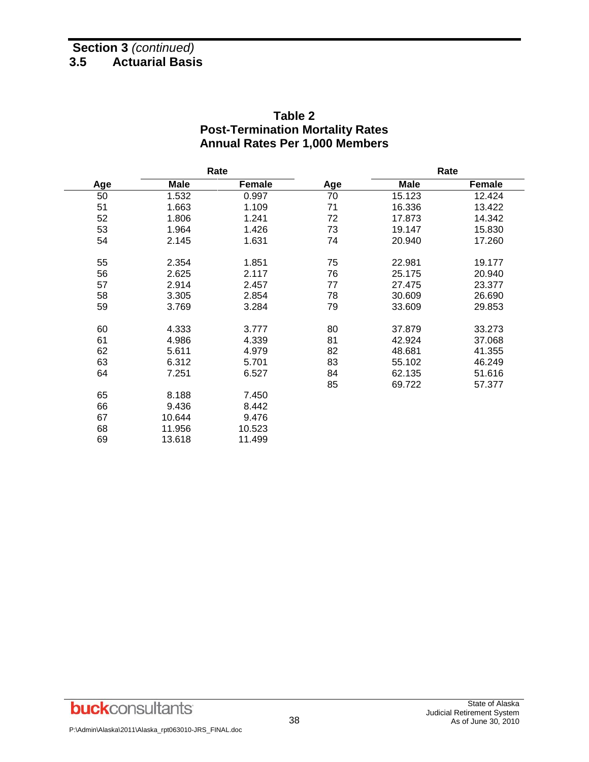## Section 3 *(continued)*

## 3.5 Actuarial Basis

### Table 2
### Post-Termination Mortality Rates
### Annual Rates Per 1,000 Members

| | Rate | | | Rate | |
|---|---|---|---|---|---|
| **Age** | **Male** | **Female** | **Age** | **Male** | **Female** |
| 50 | 1.532 | 0.997 | 70 | 15.123 | 12.424 |
| 51 | 1.663 | 1.109 | 71 | 16.336 | 13.422 |
| 52 | 1.806 | 1.241 | 72 | 17.873 | 14.342 |
| 53 | 1.964 | 1.426 | 73 | 19.147 | 15.830 |
| 54 | 2.145 | 1.631 | 74 | 20.940 | 17.260 |
| 55 | 2.354 | 1.851 | 75 | 22.981 | 19.177 |
| 56 | 2.625 | 2.117 | 76 | 25.175 | 20.940 |
| 57 | 2.914 | 2.457 | 77 | 27.475 | 23.377 |
| 58 | 3.305 | 2.854 | 78 | 30.609 | 26.690 |
| 59 | 3.769 | 3.284 | 79 | 33.609 | 29.853 |
| 60 | 4.333 | 3.777 | 80 | 37.879 | 33.273 |
| 61 | 4.986 | 4.339 | 81 | 42.924 | 37.068 |
| 62 | 5.611 | 4.979 | 82 | 48.681 | 41.355 |
| 63 | 6.312 | 5.701 | 83 | 55.102 | 46.249 |
| 64 | 7.251 | 6.527 | 84 | 62.135 | 51.616 |
| | | | 85 | 69.722 | 57.377 |
| 65 | 8.188 | 7.450 | | | |
| 66 | 9.436 | 8.442 | | | |
| 67 | 10.644 | 9.476 | | | |
| 68 | 11.956 | 10.523 | | | |
| 69 | 13.618 | 11.499 | | | |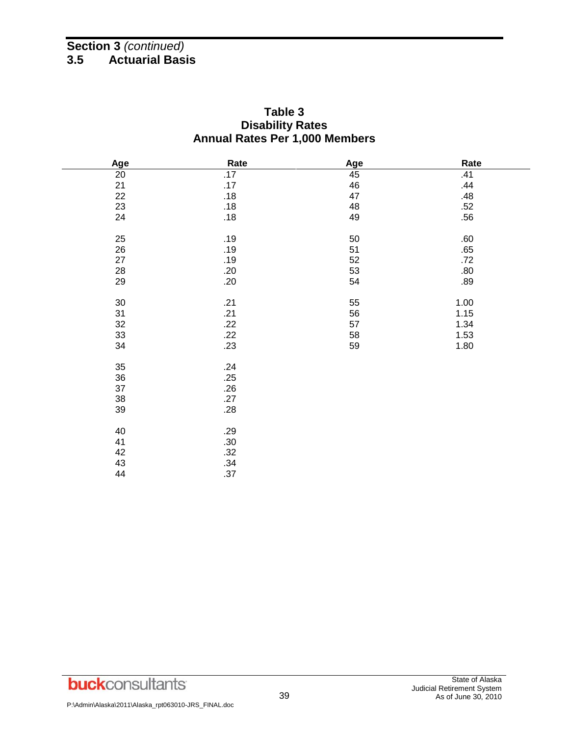## Section 3 *(continued)*

### 3.5 Actuarial Basis

**Table 3**
**Disability Rates**
**Annual Rates Per 1,000 Members**

| Age | Rate | Age | Rate |
|---|---|---|---|
| 20 | .17 | 45 | .41 |
| 21 | .17 | 46 | .44 |
| 22 | .18 | 47 | .48 |
| 23 | .18 | 48 | .52 |
| 24 | .18 | 49 | .56 |
| 25 | .19 | 50 | .60 |
| 26 | .19 | 51 | .65 |
| 27 | .19 | 52 | .72 |
| 28 | .20 | 53 | .80 |
| 29 | .20 | 54 | .89 |
| 30 | .21 | 55 | 1.00 |
| 31 | .21 | 56 | 1.15 |
| 32 | .22 | 57 | 1.34 |
| 33 | .22 | 58 | 1.53 |
| 34 | .23 | 59 | 1.80 |
| 35 | .24 | | |
| 36 | .25 | | |
| 37 | .26 | | |
| 38 | .27 | | |
| 39 | .28 | | |
| 40 | .29 | | |
| 41 | .30 | | |
| 42 | .32 | | |
| 43 | .34 | | |
| 44 | .37 | | |